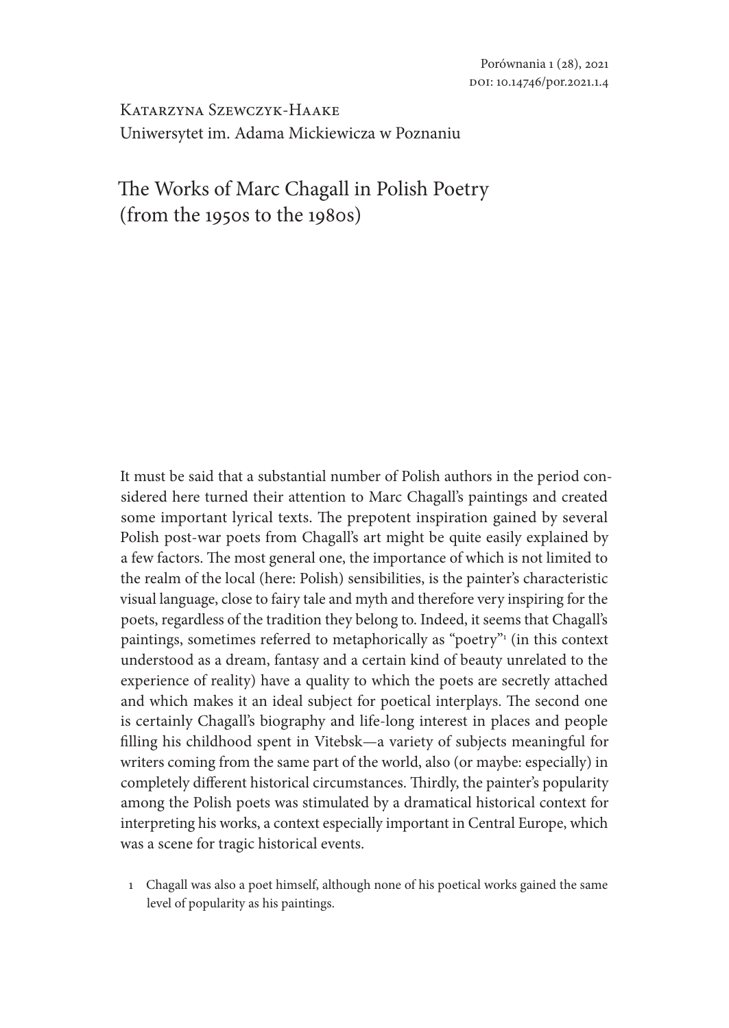Katarzyna Szewczyk-Haake
Uniwersytet im. Adama Mickiewicza w Poznaniu

# The Works of Marc Chagall in Polish Poetry (from the 1950s to the 1980s)

It must be said that a substantial number of Polish authors in the period considered here turned their attention to Marc Chagall's paintings and created some important lyrical texts. The prepotent inspiration gained by several Polish post-war poets from Chagall's art might be quite easily explained by a few factors. The most general one, the importance of which is not limited to the realm of the local (here: Polish) sensibilities, is the painter's characteristic visual language, close to fairy tale and myth and therefore very inspiring for the poets, regardless of the tradition they belong to. Indeed, it seems that Chagall's paintings, sometimes referred to metaphorically as "poetry"[1] (in this context understood as a dream, fantasy and a certain kind of beauty unrelated to the experience of reality) have a quality to which the poets are secretly attached and which makes it an ideal subject for poetical interplays. The second one is certainly Chagall's biography and life-long interest in places and people filling his childhood spent in Vitebsk—a variety of subjects meaningful for writers coming from the same part of the world, also (or maybe: especially) in completely different historical circumstances. Thirdly, the painter's popularity among the Polish poets was stimulated by a dramatical historical context for interpreting his works, a context especially important in Central Europe, which was a scene for tragic historical events.

1 Chagall was also a poet himself, although none of his poetical works gained the same level of popularity as his paintings.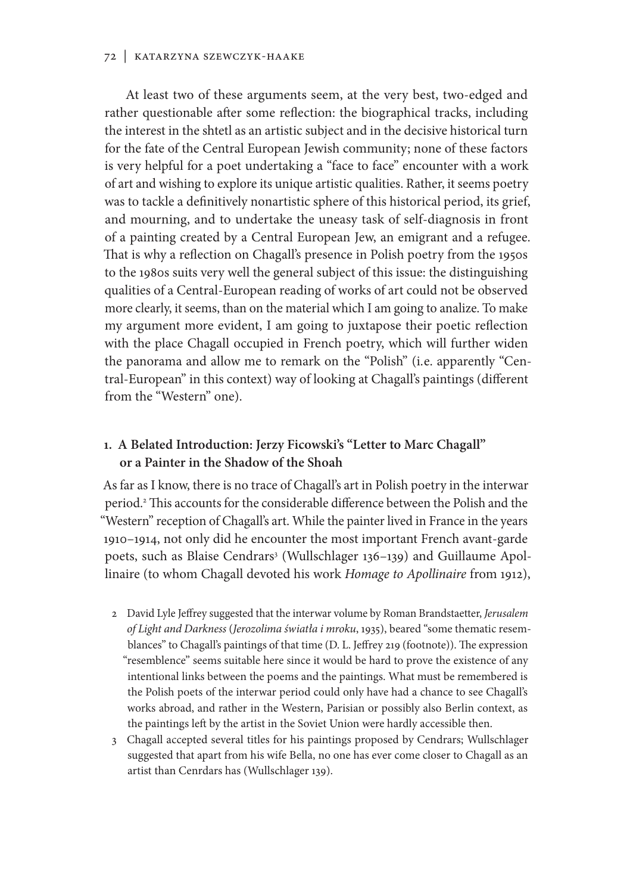At least two of these arguments seem, at the very best, two-edged and rather questionable after some reflection: the biographical tracks, including the interest in the shtetl as an artistic subject and in the decisive historical turn for the fate of the Central European Jewish community; none of these factors is very helpful for a poet undertaking a "face to face" encounter with a work of art and wishing to explore its unique artistic qualities. Rather, it seems poetry was to tackle a definitively nonartistic sphere of this historical period, its grief, and mourning, and to undertake the uneasy task of self-diagnosis in front of a painting created by a Central European Jew, an emigrant and a refugee. That is why a reflection on Chagall's presence in Polish poetry from the 1950s to the 1980s suits very well the general subject of this issue: the distinguishing qualities of a Central-European reading of works of art could not be observed more clearly, it seems, than on the material which I am going to analize. To make my argument more evident, I am going to juxtapose their poetic reflection with the place Chagall occupied in French poetry, which will further widen the panorama and allow me to remark on the "Polish" (i.e. apparently "Central-European" in this context) way of looking at Chagall's paintings (different from the "Western" one).

## 1. A Belated Introduction: Jerzy Ficowski's "Letter to Marc Chagall" or a Painter in the Shadow of the Shoah

As far as I know, there is no trace of Chagall's art in Polish poetry in the interwar period.[2] This accounts for the considerable difference between the Polish and the "Western" reception of Chagall's art. While the painter lived in France in the years 1910–1914, not only did he encounter the most important French avant-garde poets, such as Blaise Cendrars[3] (Wullschlager 136–139) and Guillaume Apollinaire (to whom Chagall devoted his work *Homage to Apollinaire* from 1912),

2 David Lyle Jeffrey suggested that the interwar volume by Roman Brandstaetter, *Jerusalem of Light and Darkness* (*Jerozolima światła i mroku*, 1935), beared "some thematic resemblances" to Chagall's paintings of that time (D. L. Jeffrey 219 (footnote)). The expression "resemblence" seems suitable here since it would be hard to prove the existence of any intentional links between the poems and the paintings. What must be remembered is the Polish poets of the interwar period could only have had a chance to see Chagall's works abroad, and rather in the Western, Parisian or possibly also Berlin context, as the paintings left by the artist in the Soviet Union were hardly accessible then.

3 Chagall accepted several titles for his paintings proposed by Cendrars; Wullschlager suggested that apart from his wife Bella, no one has ever come closer to Chagall as an artist than Cenrdars has (Wullschlager 139).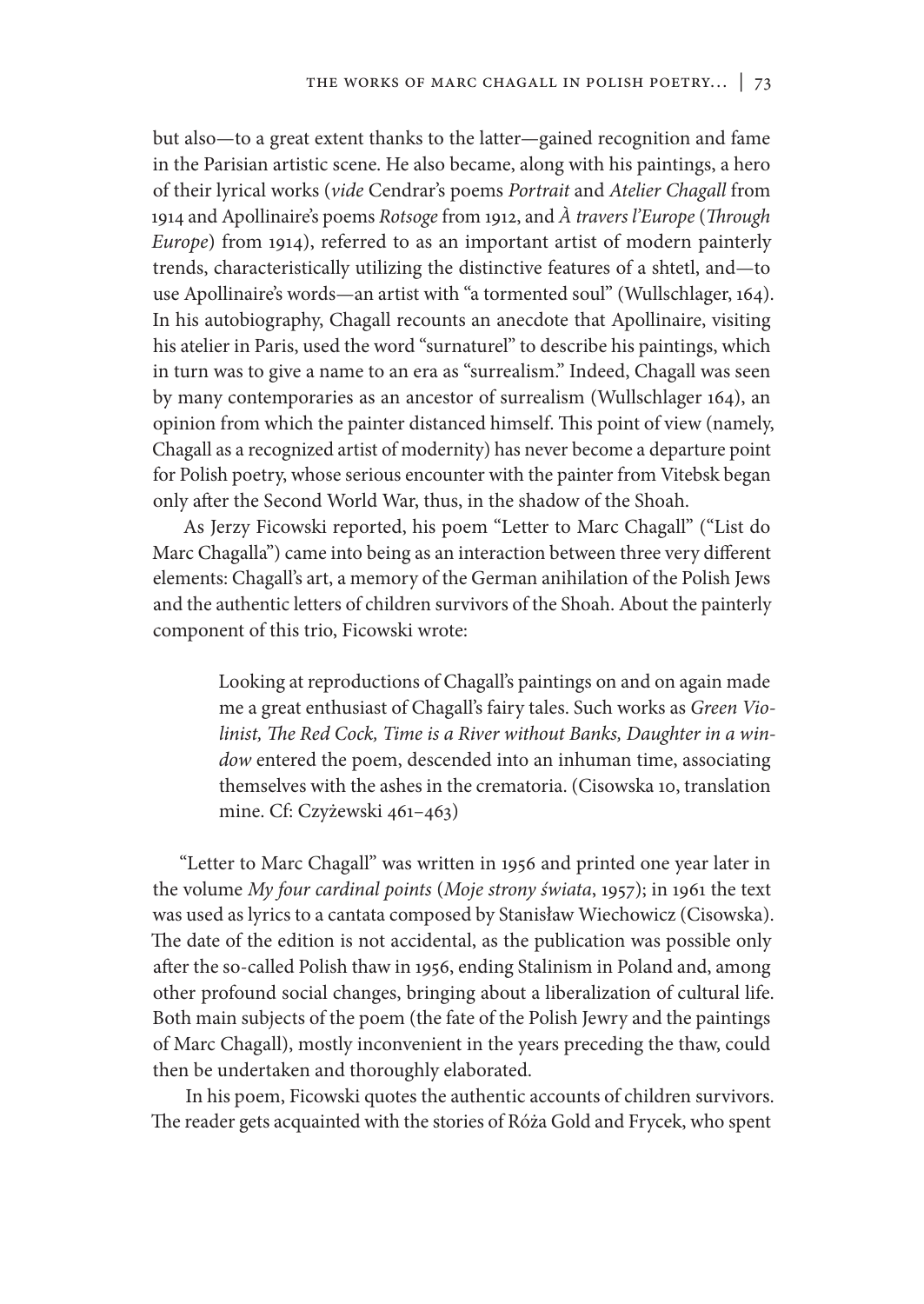but also—to a great extent thanks to the latter—gained recognition and fame in the Parisian artistic scene. He also became, along with his paintings, a hero of their lyrical works (*vide* Cendrar's poems *Portrait* and *Atelier Chagall* from 1914 and Apollinaire's poems *Rotsoge* from 1912, and *À travers l'Europe* (*Through Europe*) from 1914), referred to as an important artist of modern painterly trends, characteristically utilizing the distinctive features of a shtetl, and—to use Apollinaire's words—an artist with "a tormented soul" (Wullschlager, 164). In his autobiography, Chagall recounts an anecdote that Apollinaire, visiting his atelier in Paris, used the word "surnaturel" to describe his paintings, which in turn was to give a name to an era as "surrealism." Indeed, Chagall was seen by many contemporaries as an ancestor of surrealism (Wullschlager 164), an opinion from which the painter distanced himself. This point of view (namely, Chagall as a recognized artist of modernity) has never become a departure point for Polish poetry, whose serious encounter with the painter from Vitebsk began only after the Second World War, thus, in the shadow of the Shoah.

As Jerzy Ficowski reported, his poem "Letter to Marc Chagall" ("List do Marc Chagalla") came into being as an interaction between three very different elements: Chagall's art, a memory of the German anihilation of the Polish Jews and the authentic letters of children survivors of the Shoah. About the painterly component of this trio, Ficowski wrote:

> Looking at reproductions of Chagall's paintings on and on again made me a great enthusiast of Chagall's fairy tales. Such works as *Green Violinist, The Red Cock, Time is a River without Banks, Daughter in a window* entered the poem, descended into an inhuman time, associating themselves with the ashes in the crematoria. (Cisowska 10, translation mine. Cf: Czyżewski 461–463)

"Letter to Marc Chagall" was written in 1956 and printed one year later in the volume *My four cardinal points* (*Moje strony świata*, 1957); in 1961 the text was used as lyrics to a cantata composed by Stanisław Wiechowicz (Cisowska). The date of the edition is not accidental, as the publication was possible only after the so-called Polish thaw in 1956, ending Stalinism in Poland and, among other profound social changes, bringing about a liberalization of cultural life. Both main subjects of the poem (the fate of the Polish Jewry and the paintings of Marc Chagall), mostly inconvenient in the years preceding the thaw, could then be undertaken and thoroughly elaborated.

In his poem, Ficowski quotes the authentic accounts of children survivors. The reader gets acquainted with the stories of Róża Gold and Frycek, who spent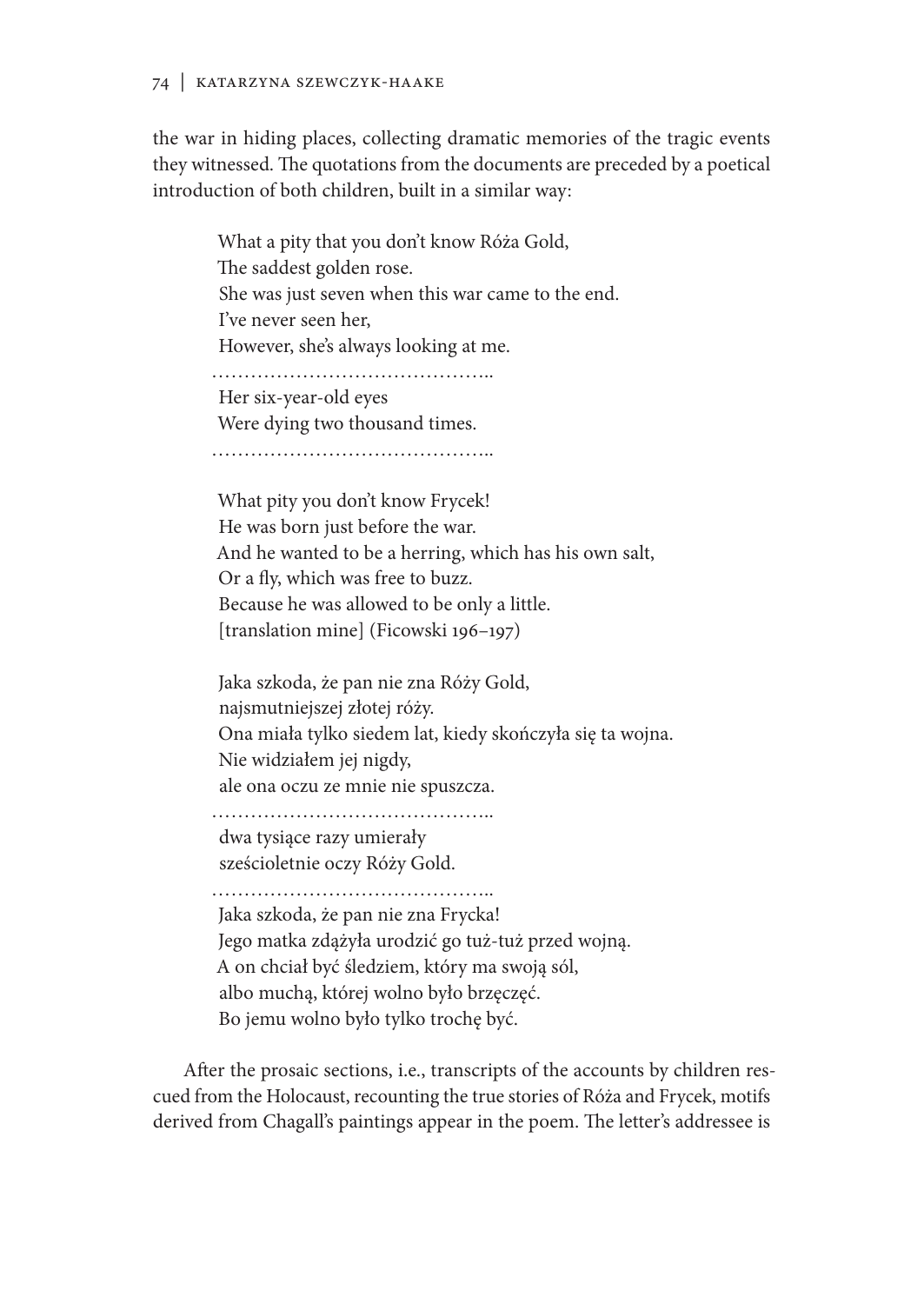the war in hiding places, collecting dramatic memories of the tragic events they witnessed. The quotations from the documents are preceded by a poetical introduction of both children, built in a similar way:

> What a pity that you don't know Róża Gold,  
> The saddest golden rose.  
> She was just seven when this war came to the end.  
> I've never seen her,  
> However, she's always looking at me.  
> ……………………………………..  
> Her six-year-old eyes  
> Were dying two thousand times.  
> ……………………………………..
>
> What pity you don't know Frycek!  
> He was born just before the war.  
> And he wanted to be a herring, which has his own salt,  
> Or a fly, which was free to buzz.  
> Because he was allowed to be only a little.  
> [translation mine] (Ficowski 196–197)
>
> Jaka szkoda, że pan nie zna Róży Gold,  
> najsmutniejszej złotej róży.  
> Ona miała tylko siedem lat, kiedy skończyła się ta wojna.  
> Nie widziałem jej nigdy,  
> ale ona oczu ze mnie nie spuszcza.  
> ……………………………………..  
> dwa tysiące razy umierały  
> sześcioletnie oczy Róży Gold.  
> ……………………………………..  
> Jaka szkoda, że pan nie zna Frycka!  
> Jego matka zdążyła urodzić go tuż-tuż przed wojną.  
> A on chciał być śledziem, który ma swoją sól,  
> albo muchą, której wolno było brzęczęć.  
> Bo jemu wolno było tylko trochę być.

After the prosaic sections, i.e., transcripts of the accounts by children rescued from the Holocaust, recounting the true stories of Róża and Frycek, motifs derived from Chagall's paintings appear in the poem. The letter's addressee is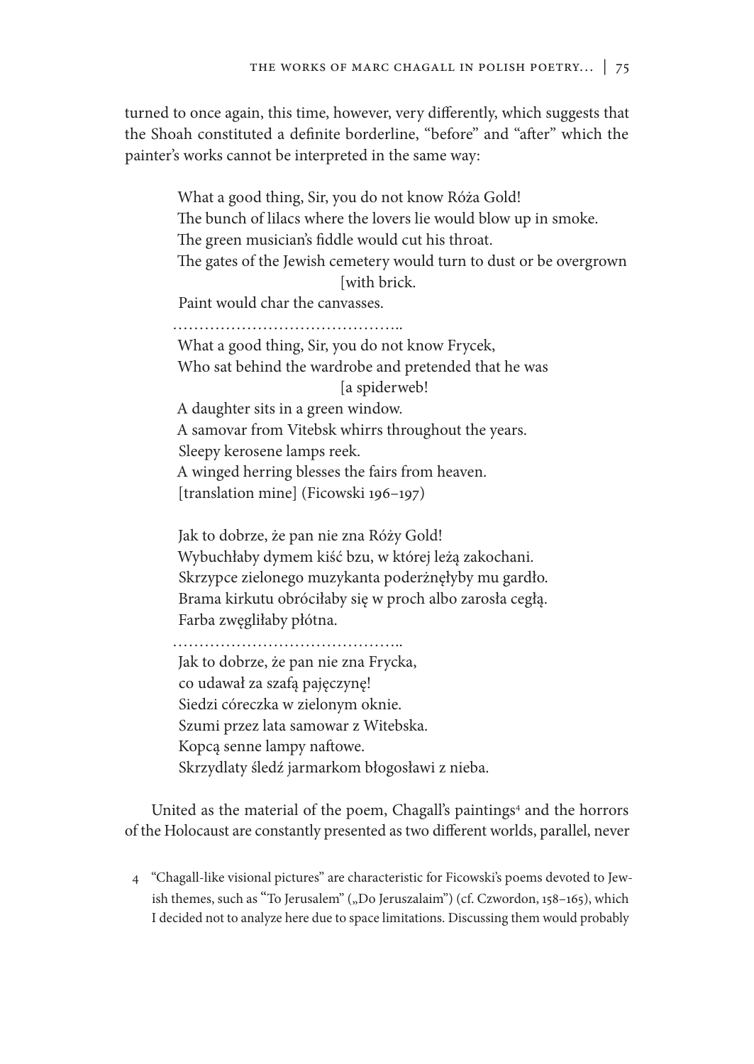turned to once again, this time, however, very differently, which suggests that the Shoah constituted a definite borderline, "before" and "after" which the painter's works cannot be interpreted in the same way:

> What a good thing, Sir, you do not know Róża Gold!
> The bunch of lilacs where the lovers lie would blow up in smoke.
> The green musician's fiddle would cut his throat.
> The gates of the Jewish cemetery would turn to dust or be overgrown [with brick.
> Paint would char the canvasses.
> ……………………………………..
> What a good thing, Sir, you do not know Frycek,
> Who sat behind the wardrobe and pretended that he was [a spiderweb!
> A daughter sits in a green window.
> A samovar from Vitebsk whirrs throughout the years.
> Sleepy kerosene lamps reek.
> A winged herring blesses the fairs from heaven.
> [translation mine] (Ficowski 196–197)
>
> Jak to dobrze, że pan nie zna Róży Gold!
> Wybuchłaby dymem kiść bzu, w której leżą zakochani.
> Skrzypce zielonego muzykanta poderżnęłyby mu gardło.
> Brama kirkutu obróciłaby się w proch albo zarosła cegłą.
> Farba zwęgliłaby płótna.
> ……………………………………..
> Jak to dobrze, że pan nie zna Frycka,
> co udawał za szafą pajęczynę!
> Siedzi córeczka w zielonym oknie.
> Szumi przez lata samowar z Witebska.
> Kopcą senne lampy naftowe.
> Skrzydlaty śledź jarmarkom błogosławi z nieba.

United as the material of the poem, Chagall's paintings[4] and the horrors of the Holocaust are constantly presented as two different worlds, parallel, never

4 "Chagall-like visional pictures" are characteristic for Ficowski's poems devoted to Jewish themes, such as "To Jerusalem" („Do Jeruszalaim") (cf. Czwordon, 158–165), which I decided not to analyze here due to space limitations. Discussing them would probably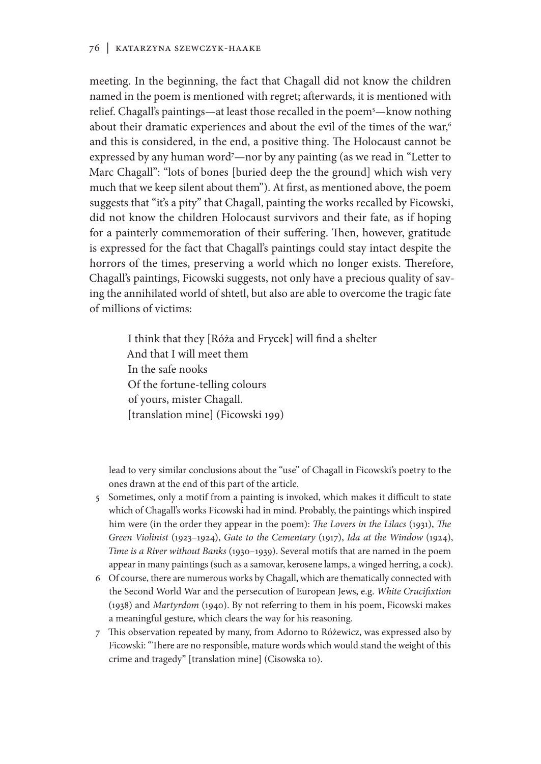meeting. In the beginning, the fact that Chagall did not know the children named in the poem is mentioned with regret; afterwards, it is mentioned with relief. Chagall's paintings—at least those recalled in the poem[5]—know nothing about their dramatic experiences and about the evil of the times of the war,[6] and this is considered, in the end, a positive thing. The Holocaust cannot be expressed by any human word[7]—nor by any painting (as we read in "Letter to Marc Chagall": "lots of bones [buried deep the the ground] which wish very much that we keep silent about them"). At first, as mentioned above, the poem suggests that "it's a pity" that Chagall, painting the works recalled by Ficowski, did not know the children Holocaust survivors and their fate, as if hoping for a painterly commemoration of their suffering. Then, however, gratitude is expressed for the fact that Chagall's paintings could stay intact despite the horrors of the times, preserving a world which no longer exists. Therefore, Chagall's paintings, Ficowski suggests, not only have a precious quality of saving the annihilated world of shtetl, but also are able to overcome the tragic fate of millions of victims:

> I think that they [Róża and Frycek] will find a shelter
> And that I will meet them
> In the safe nooks
> Of the fortune-telling colours
> of yours, mister Chagall.
> [translation mine] (Ficowski 199)

lead to very similar conclusions about the "use" of Chagall in Ficowski's poetry to the ones drawn at the end of this part of the article.

5 Sometimes, only a motif from a painting is invoked, which makes it difficult to state which of Chagall's works Ficowski had in mind. Probably, the paintings which inspired him were (in the order they appear in the poem): *The Lovers in the Lilacs* (1931), *The Green Violinist* (1923–1924), *Gate to the Cementary* (1917), *Ida at the Window* (1924), *Time is a River without Banks* (1930–1939). Several motifs that are named in the poem appear in many paintings (such as a samovar, kerosene lamps, a winged herring, a cock).

6 Of course, there are numerous works by Chagall, which are thematically connected with the Second World War and the persecution of European Jews, e.g. *White Crucifixtion* (1938) and *Martyrdom* (1940). By not referring to them in his poem, Ficowski makes a meaningful gesture, which clears the way for his reasoning.

7 This observation repeated by many, from Adorno to Różewicz, was expressed also by Ficowski: "There are no responsible, mature words which would stand the weight of this crime and tragedy" [translation mine] (Cisowska 10).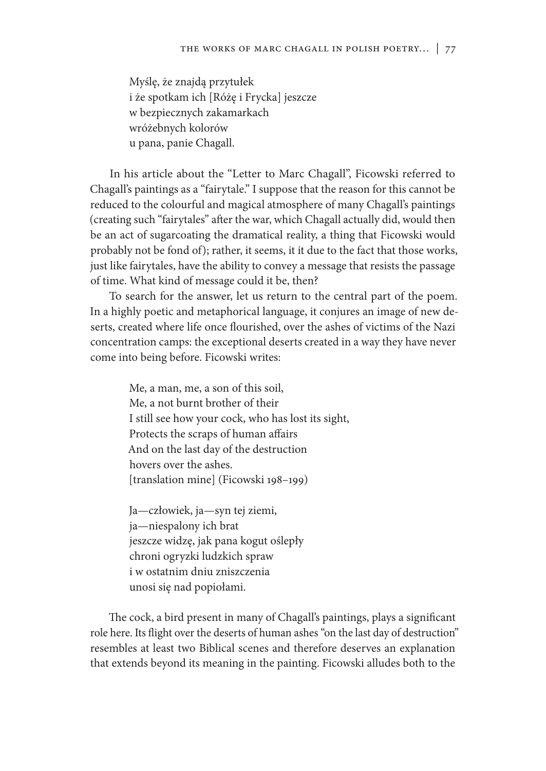Myślę, że znajdą przytułek
i że spotkam ich [Różę i Frycka] jeszcze
w bezpiecznych zakamarkach
wróżebnych kolorów
u pana, panie Chagall.

In his article about the "Letter to Marc Chagall", Ficowski referred to Chagall's paintings as a "fairytale." I suppose that the reason for this cannot be reduced to the colourful and magical atmosphere of many Chagall's paintings (creating such "fairytales" after the war, which Chagall actually did, would then be an act of sugarcoating the dramatical reality, a thing that Ficowski would probably not be fond of); rather, it seems, it it due to the fact that those works, just like fairytales, have the ability to convey a message that resists the passage of time. What kind of message could it be, then?

To search for the answer, let us return to the central part of the poem. In a highly poetic and metaphorical language, it conjures an image of new deserts, created where life once flourished, over the ashes of victims of the Nazi concentration camps: the exceptional deserts created in a way they have never come into being before. Ficowski writes:

Me, a man, me, a son of this soil,
Me, a not burnt brother of their
I still see how your cock, who has lost its sight,
Protects the scraps of human affairs
And on the last day of the destruction
hovers over the ashes.
[translation mine] (Ficowski 198–199)

Ja—człowiek, ja—syn tej ziemi,
ja—niespalony ich brat
jeszcze widzę, jak pana kogut oślepły
chroni ogryzki ludzkich spraw
i w ostatnim dniu zniszczenia
unosi się nad popiołami.

The cock, a bird present in many of Chagall's paintings, plays a significant role here. Its flight over the deserts of human ashes "on the last day of destruction" resembles at least two Biblical scenes and therefore deserves an explanation that extends beyond its meaning in the painting. Ficowski alludes both to the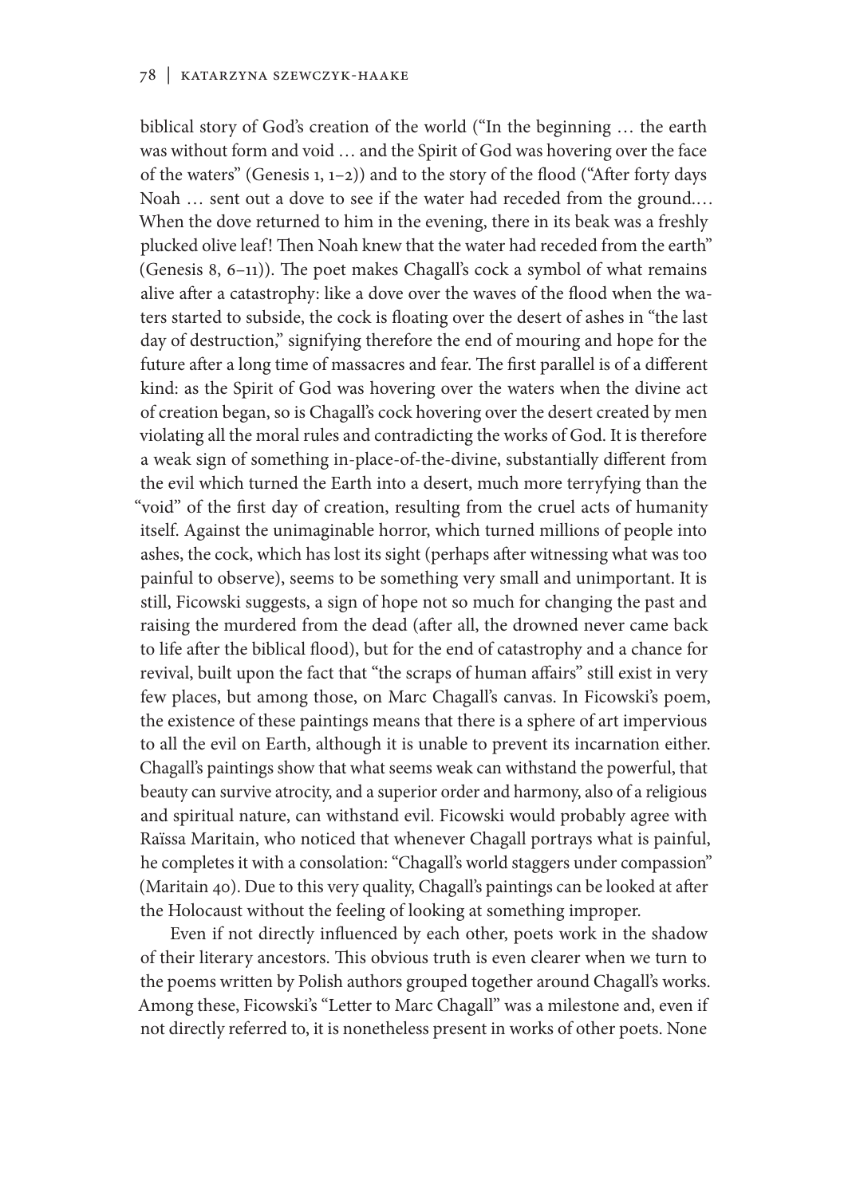biblical story of God's creation of the world ("In the beginning … the earth was without form and void … and the Spirit of God was hovering over the face of the waters" (Genesis 1, 1–2)) and to the story of the flood ("After forty days Noah … sent out a dove to see if the water had receded from the ground.… When the dove returned to him in the evening, there in its beak was a freshly plucked olive leaf! Then Noah knew that the water had receded from the earth" (Genesis 8, 6–11)). The poet makes Chagall's cock a symbol of what remains alive after a catastrophe: like a dove over the waves of the flood when the waters started to subside, the cock is floating over the desert of ashes in "the last day of destruction," signifying therefore the end of mouring and hope for the future after a long time of massacres and fear. The first parallel is of a different kind: as the Spirit of God was hovering over the waters when the divine act of creation began, so is Chagall's cock hovering over the desert created by men violating all the moral rules and contradicting the works of God. It is therefore a weak sign of something in-place-of-the-divine, substantially different from the evil which turned the Earth into a desert, much more terryfying than the "void" of the first day of creation, resulting from the cruel acts of humanity itself. Against the unimaginable horror, which turned millions of people into ashes, the cock, which has lost its sight (perhaps after witnessing what was too painful to observe), seems to be something very small and unimportant. It is still, Ficowski suggests, a sign of hope not so much for changing the past and raising the murdered from the dead (after all, the drowned never came back to life after the biblical flood), but for the end of catastrophe and a chance for revival, built upon the fact that "the scraps of human affairs" still exist in very few places, but among those, on Marc Chagall's canvas. In Ficowski's poem, the existence of these paintings means that there is a sphere of art impervious to all the evil on Earth, although it is unable to prevent its incarnation either. Chagall's paintings show that what seems weak can withstand the powerful, that beauty can survive atrocity, and a superior order and harmony, also of a religious and spiritual nature, can withstand evil. Ficowski would probably agree with Raïssa Maritain, who noticed that whenever Chagall portrays what is painful, he completes it with a consolation: "Chagall's world staggers under compassion" (Maritain 40). Due to this very quality, Chagall's paintings can be looked at after the Holocaust without the feeling of looking at something improper.

Even if not directly influenced by each other, poets work in the shadow of their literary ancestors. This obvious truth is even clearer when we turn to the poems written by Polish authors grouped together around Chagall's works. Among these, Ficowski's "Letter to Marc Chagall" was a milestone and, even if not directly referred to, it is nonetheless present in works of other poets. None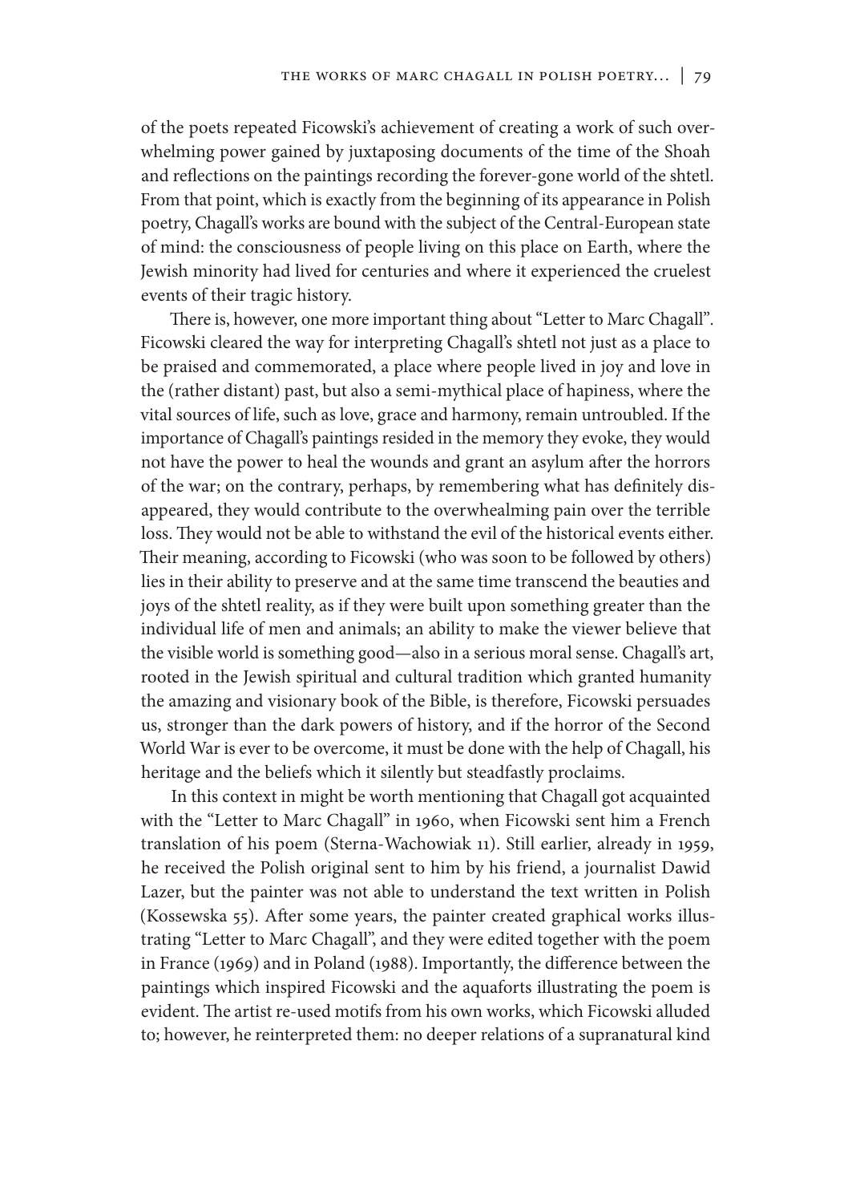of the poets repeated Ficowski's achievement of creating a work of such overwhelming power gained by juxtaposing documents of the time of the Shoah and reflections on the paintings recording the forever-gone world of the shtetl. From that point, which is exactly from the beginning of its appearance in Polish poetry, Chagall's works are bound with the subject of the Central-European state of mind: the consciousness of people living on this place on Earth, where the Jewish minority had lived for centuries and where it experienced the cruelest events of their tragic history.

There is, however, one more important thing about "Letter to Marc Chagall". Ficowski cleared the way for interpreting Chagall's shtetl not just as a place to be praised and commemorated, a place where people lived in joy and love in the (rather distant) past, but also a semi-mythical place of hapiness, where the vital sources of life, such as love, grace and harmony, remain untroubled. If the importance of Chagall's paintings resided in the memory they evoke, they would not have the power to heal the wounds and grant an asylum after the horrors of the war; on the contrary, perhaps, by remembering what has definitely disappeared, they would contribute to the overwhealming pain over the terrible loss. They would not be able to withstand the evil of the historical events either. Their meaning, according to Ficowski (who was soon to be followed by others) lies in their ability to preserve and at the same time transcend the beauties and joys of the shtetl reality, as if they were built upon something greater than the individual life of men and animals; an ability to make the viewer believe that the visible world is something good—also in a serious moral sense. Chagall's art, rooted in the Jewish spiritual and cultural tradition which granted humanity the amazing and visionary book of the Bible, is therefore, Ficowski persuades us, stronger than the dark powers of history, and if the horror of the Second World War is ever to be overcome, it must be done with the help of Chagall, his heritage and the beliefs which it silently but steadfastly proclaims.

In this context in might be worth mentioning that Chagall got acquainted with the "Letter to Marc Chagall" in 1960, when Ficowski sent him a French translation of his poem (Sterna-Wachowiak 11). Still earlier, already in 1959, he received the Polish original sent to him by his friend, a journalist Dawid Lazer, but the painter was not able to understand the text written in Polish (Kossewska 55). After some years, the painter created graphical works illustrating "Letter to Marc Chagall", and they were edited together with the poem in France (1969) and in Poland (1988). Importantly, the difference between the paintings which inspired Ficowski and the aquaforts illustrating the poem is evident. The artist re-used motifs from his own works, which Ficowski alluded to; however, he reinterpreted them: no deeper relations of a supranatural kind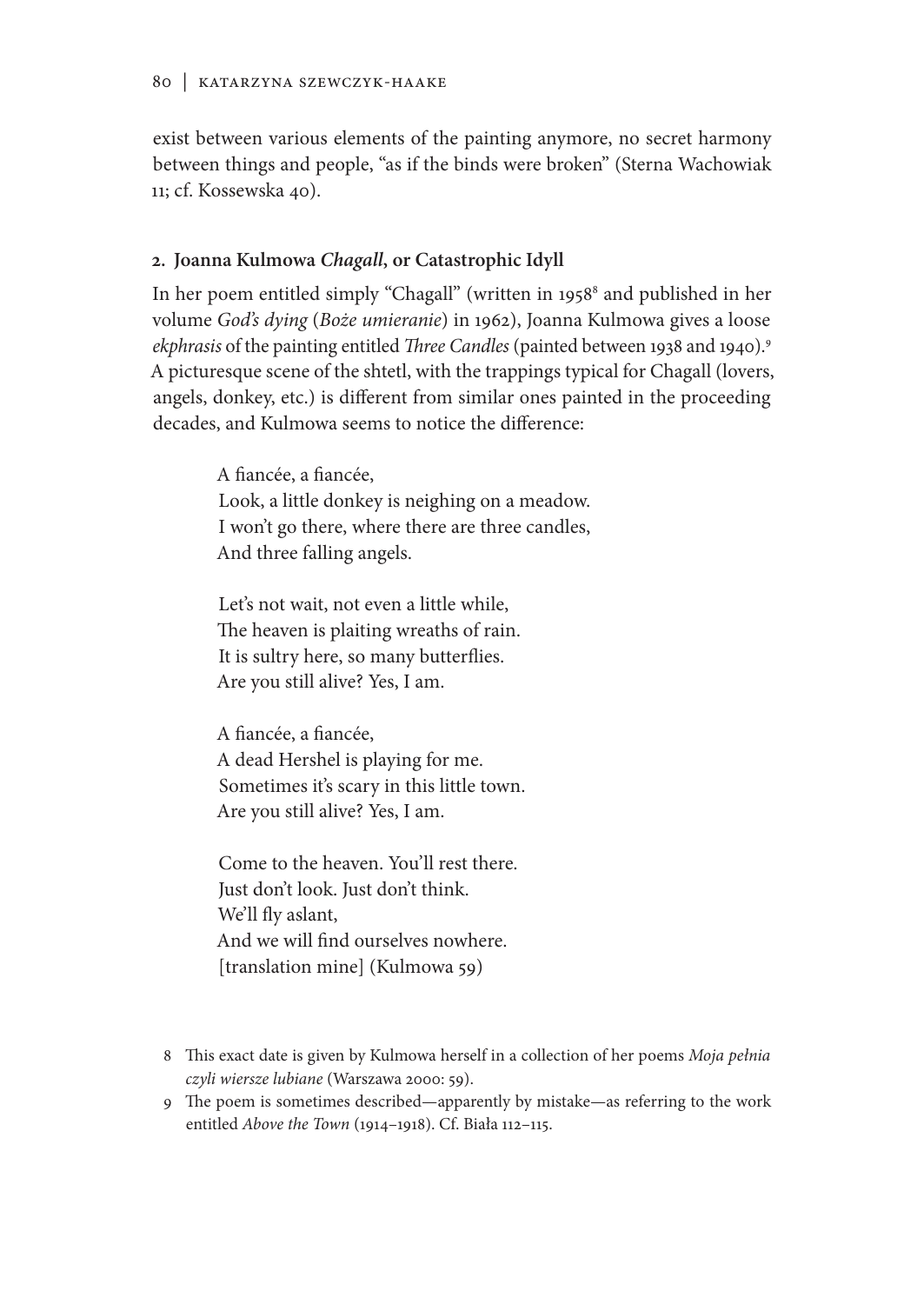exist between various elements of the painting anymore, no secret harmony between things and people, "as if the binds were broken" (Sterna Wachowiak 11; cf. Kossewska 40).

## 2. Joanna Kulmowa *Chagall*, or Catastrophic Idyll

In her poem entitled simply "Chagall" (written in 1958[8] and published in her volume *God's dying* (*Boże umieranie*) in 1962), Joanna Kulmowa gives a loose *ekphrasis* of the painting entitled *Three Candles* (painted between 1938 and 1940).[9] A picturesque scene of the shtetl, with the trappings typical for Chagall (lovers, angels, donkey, etc.) is different from similar ones painted in the proceeding decades, and Kulmowa seems to notice the difference:

> A fiancée, a fiancée,  
> Look, a little donkey is neighing on a meadow.  
> I won't go there, where there are three candles,  
> And three falling angels.
>
> Let's not wait, not even a little while,  
> The heaven is plaiting wreaths of rain.  
> It is sultry here, so many butterflies.  
> Are you still alive? Yes, I am.
>
> A fiancée, a fiancée,  
> A dead Hershel is playing for me.  
> Sometimes it's scary in this little town.  
> Are you still alive? Yes, I am.
>
> Come to the heaven. You'll rest there.  
> Just don't look. Just don't think.  
> We'll fly aslant,  
> And we will find ourselves nowhere.  
> [translation mine] (Kulmowa 59)

8 This exact date is given by Kulmowa herself in a collection of her poems *Moja pełnia czyli wiersze lubiane* (Warszawa 2000: 59).

9 The poem is sometimes described—apparently by mistake—as referring to the work entitled *Above the Town* (1914–1918). Cf. Biała 112–115.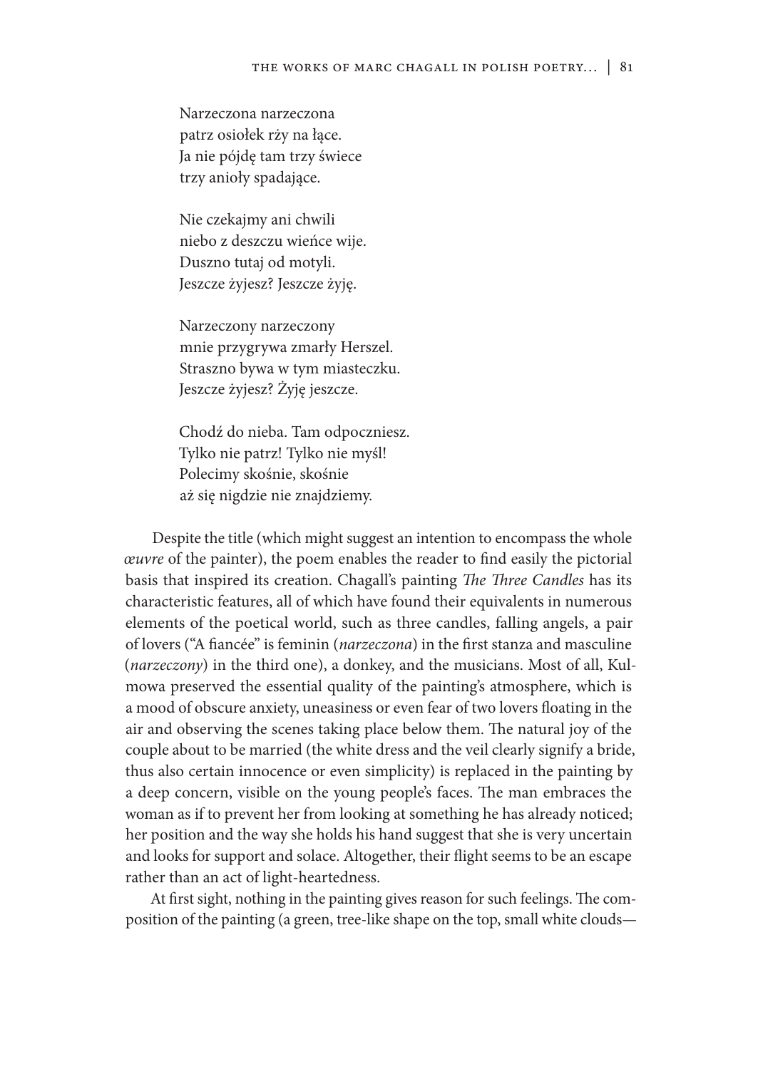Narzeczona narzeczona  
patrz osiołek rży na łące.  
Ja nie pójdę tam trzy świece  
trzy anioły spadające.

Nie czekajmy ani chwili  
niebo z deszczu wieńce wije.  
Duszno tutaj od motyli.  
Jeszcze żyjesz? Jeszcze żyję.

Narzeczony narzeczony  
mnie przygrywa zmarły Herszel.  
Straszno bywa w tym miasteczku.  
Jeszcze żyjesz? Żyję jeszcze.

Chodź do nieba. Tam odpoczniesz.  
Tylko nie patrz! Tylko nie myśl!  
Polecimy skośnie, skośnie  
aż się nigdzie nie znajdziemy.

Despite the title (which might suggest an intention to encompass the whole *œuvre* of the painter), the poem enables the reader to find easily the pictorial basis that inspired its creation. Chagall's painting *The Three Candles* has its characteristic features, all of which have found their equivalents in numerous elements of the poetical world, such as three candles, falling angels, a pair of lovers ("A fiancée" is feminin (*narzeczona*) in the first stanza and masculine (*narzeczony*) in the third one), a donkey, and the musicians. Most of all, Kulmowa preserved the essential quality of the painting's atmosphere, which is a mood of obscure anxiety, uneasiness or even fear of two lovers floating in the air and observing the scenes taking place below them. The natural joy of the couple about to be married (the white dress and the veil clearly signify a bride, thus also certain innocence or even simplicity) is replaced in the painting by a deep concern, visible on the young people's faces. The man embraces the woman as if to prevent her from looking at something he has already noticed; her position and the way she holds his hand suggest that she is very uncertain and looks for support and solace. Altogether, their flight seems to be an escape rather than an act of light-heartedness.

At first sight, nothing in the painting gives reason for such feelings. The composition of the painting (a green, tree-like shape on the top, small white clouds—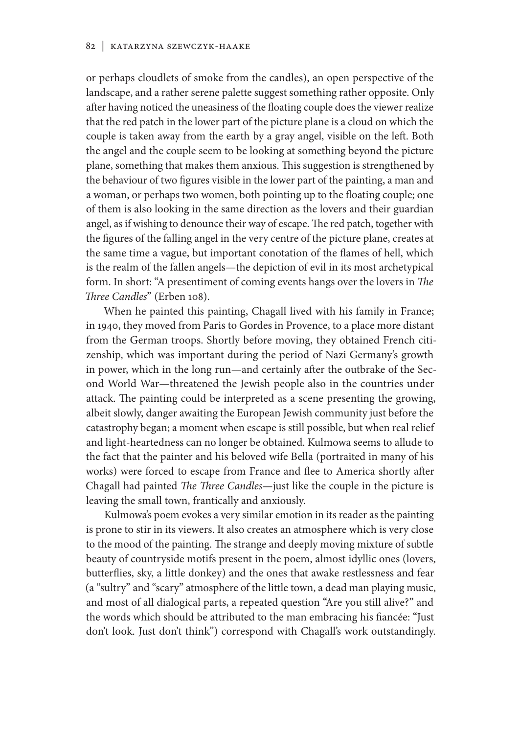or perhaps cloudlets of smoke from the candles), an open perspective of the landscape, and a rather serene palette suggest something rather opposite. Only after having noticed the uneasiness of the floating couple does the viewer realize that the red patch in the lower part of the picture plane is a cloud on which the couple is taken away from the earth by a gray angel, visible on the left. Both the angel and the couple seem to be looking at something beyond the picture plane, something that makes them anxious. This suggestion is strengthened by the behaviour of two figures visible in the lower part of the painting, a man and a woman, or perhaps two women, both pointing up to the floating couple; one of them is also looking in the same direction as the lovers and their guardian angel, as if wishing to denounce their way of escape. The red patch, together with the figures of the falling angel in the very centre of the picture plane, creates at the same time a vague, but important conotation of the flames of hell, which is the realm of the fallen angels—the depiction of evil in its most archetypical form. In short: "A presentiment of coming events hangs over the lovers in *The Three Candles*" (Erben 108).

When he painted this painting, Chagall lived with his family in France; in 1940, they moved from Paris to Gordes in Provence, to a place more distant from the German troops. Shortly before moving, they obtained French citizenship, which was important during the period of Nazi Germany's growth in power, which in the long run—and certainly after the outbrake of the Second World War—threatened the Jewish people also in the countries under attack. The painting could be interpreted as a scene presenting the growing, albeit slowly, danger awaiting the European Jewish community just before the catastrophy began; a moment when escape is still possible, but when real relief and light-heartedness can no longer be obtained. Kulmowa seems to allude to the fact that the painter and his beloved wife Bella (portraited in many of his works) were forced to escape from France and flee to America shortly after Chagall had painted *The Three Candles*—just like the couple in the picture is leaving the small town, frantically and anxiously.

Kulmowa's poem evokes a very similar emotion in its reader as the painting is prone to stir in its viewers. It also creates an atmosphere which is very close to the mood of the painting. The strange and deeply moving mixture of subtle beauty of countryside motifs present in the poem, almost idyllic ones (lovers, butterflies, sky, a little donkey) and the ones that awake restlessness and fear (a "sultry" and "scary" atmosphere of the little town, a dead man playing music, and most of all dialogical parts, a repeated question "Are you still alive?" and the words which should be attributed to the man embracing his fiancée: "Just don't look. Just don't think") correspond with Chagall's work outstandingly.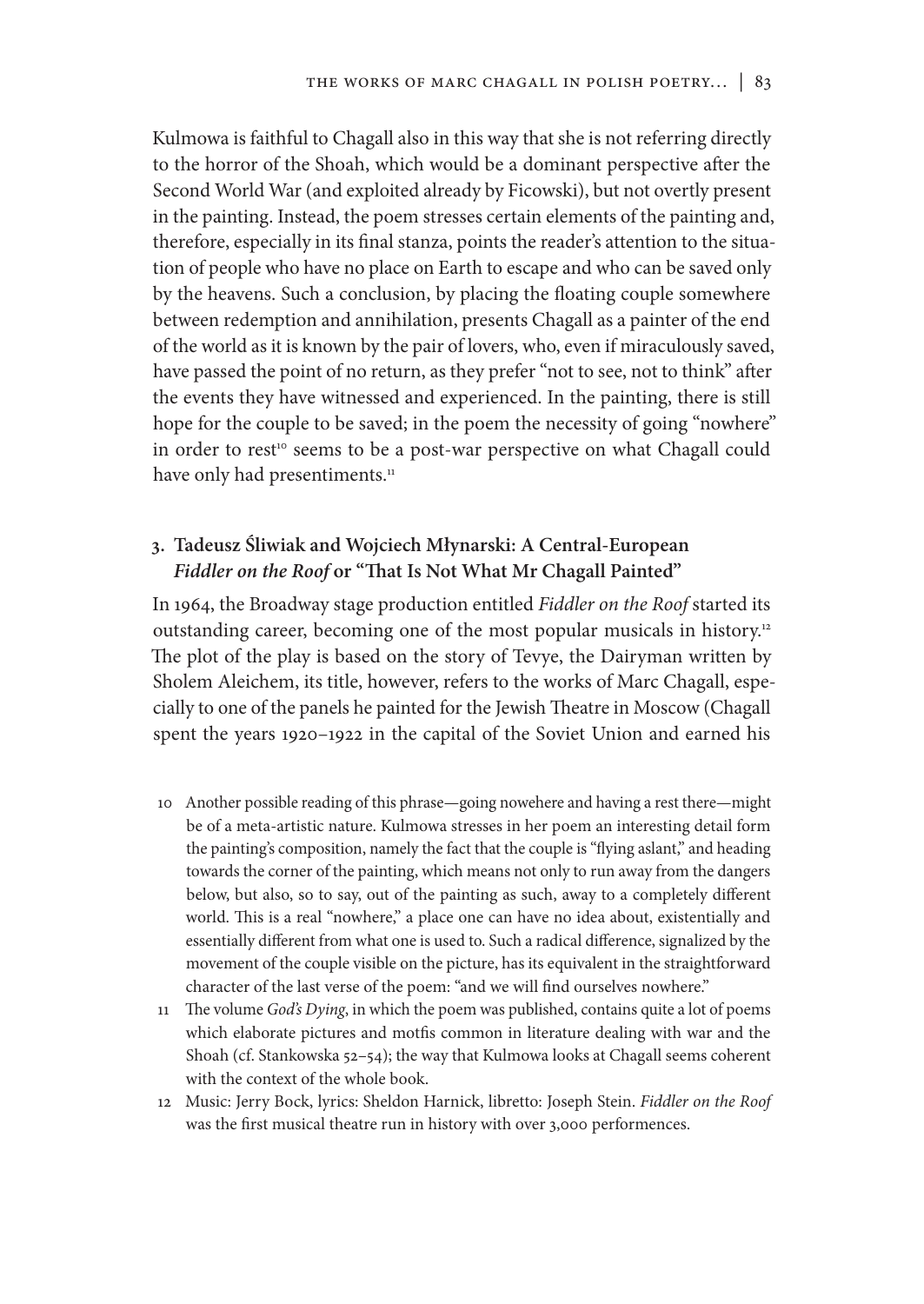Kulmowa is faithful to Chagall also in this way that she is not referring directly to the horror of the Shoah, which would be a dominant perspective after the Second World War (and exploited already by Ficowski), but not overtly present in the painting. Instead, the poem stresses certain elements of the painting and, therefore, especially in its final stanza, points the reader's attention to the situation of people who have no place on Earth to escape and who can be saved only by the heavens. Such a conclusion, by placing the floating couple somewhere between redemption and annihilation, presents Chagall as a painter of the end of the world as it is known by the pair of lovers, who, even if miraculously saved, have passed the point of no return, as they prefer "not to see, not to think" after the events they have witnessed and experienced. In the painting, there is still hope for the couple to be saved; in the poem the necessity of going "nowhere" in order to rest[10] seems to be a post-war perspective on what Chagall could have only had presentiments.[11]

## 3. Tadeusz Śliwiak and Wojciech Młynarski: A Central-European *Fiddler on the Roof* or "That Is Not What Mr Chagall Painted"

In 1964, the Broadway stage production entitled *Fiddler on the Roof* started its outstanding career, becoming one of the most popular musicals in history.[12] The plot of the play is based on the story of Tevye, the Dairyman written by Sholem Aleichem, its title, however, refers to the works of Marc Chagall, especially to one of the panels he painted for the Jewish Theatre in Moscow (Chagall spent the years 1920–1922 in the capital of the Soviet Union and earned his

10 Another possible reading of this phrase—going nowehere and having a rest there—might be of a meta-artistic nature. Kulmowa stresses in her poem an interesting detail form the painting's composition, namely the fact that the couple is "flying aslant," and heading towards the corner of the painting, which means not only to run away from the dangers below, but also, so to say, out of the painting as such, away to a completely different world. This is a real "nowhere," a place one can have no idea about, existentially and essentially different from what one is used to. Such a radical difference, signalized by the movement of the couple visible on the picture, has its equivalent in the straightforward character of the last verse of the poem: "and we will find ourselves nowhere."

11 The volume *God's Dying*, in which the poem was published, contains quite a lot of poems which elaborate pictures and motfis common in literature dealing with war and the Shoah (cf. Stankowska 52–54); the way that Kulmowa looks at Chagall seems coherent with the context of the whole book.

12 Music: Jerry Bock, lyrics: Sheldon Harnick, libretto: Joseph Stein. *Fiddler on the Roof* was the first musical theatre run in history with over 3,000 performences.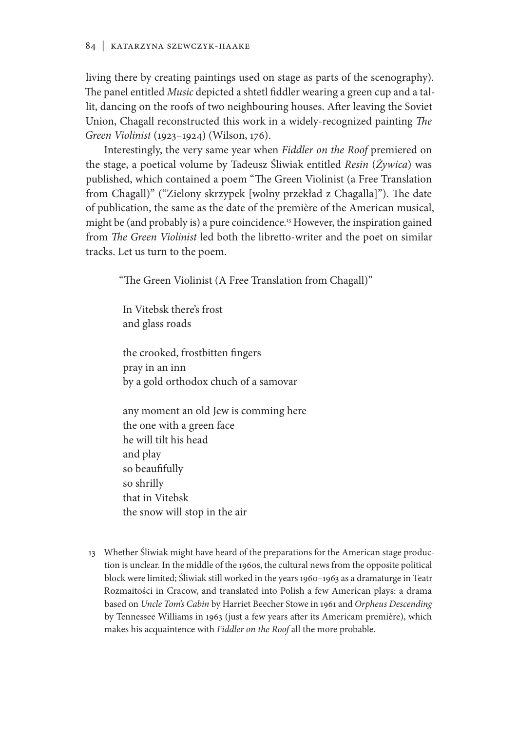living there by creating paintings used on stage as parts of the scenography). The panel entitled *Music* depicted a shtetl fiddler wearing a green cup and a tallit, dancing on the roofs of two neighbouring houses. After leaving the Soviet Union, Chagall reconstructed this work in a widely-recognized painting *The Green Violinist* (1923–1924) (Wilson, 176).

Interestingly, the very same year when *Fiddler on the Roof* premiered on the stage, a poetical volume by Tadeusz Śliwiak entitled *Resin* (*Żywica*) was published, which contained a poem "The Green Violinist (a Free Translation from Chagall)" ("Zielony skrzypek [wolny przekład z Chagalla]"). The date of publication, the same as the date of the première of the American musical, might be (and probably is) a pure coincidence.[13] However, the inspiration gained from *The Green Violinist* led both the libretto-writer and the poet on similar tracks. Let us turn to the poem.

"The Green Violinist (A Free Translation from Chagall)"

In Vitebsk there's frost
and glass roads

the crooked, frostbitten fingers
pray in an inn
by a gold orthodox chuch of a samovar

any moment an old Jew is comming here
the one with a green face
he will tilt his head
and play
so beaufifully
so shrilly
that in Vitebsk
the snow will stop in the air

---

13 Whether Śliwiak might have heard of the preparations for the American stage production is unclear. In the middle of the 1960s, the cultural news from the opposite political block were limited; Śliwiak still worked in the years 1960–1963 as a dramaturge in Teatr Rozmaitości in Cracow, and translated into Polish a few American plays: a drama based on *Uncle Tom's Cabin* by Harriet Beecher Stowe in 1961 and *Orpheus Descending* by Tennessee Williams in 1963 (just a few years after its Americam première), which makes his acquaintence with *Fiddler on the Roof* all the more probable.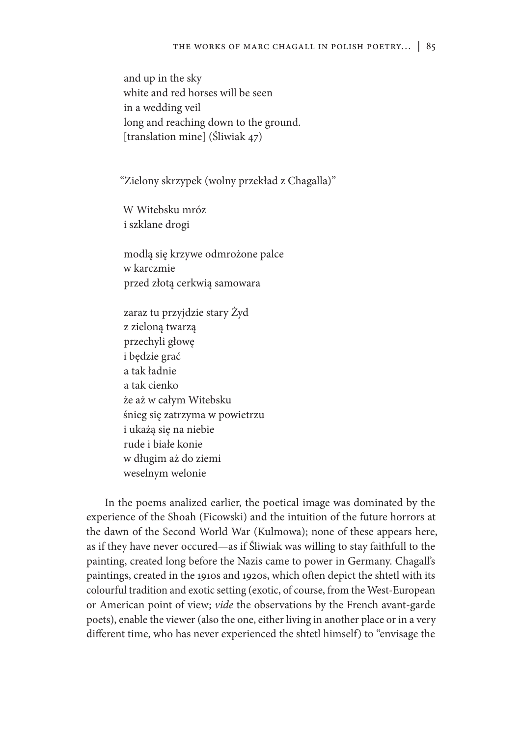and up in the sky  
white and red horses will be seen  
in a wedding veil  
long and reaching down to the ground.  
[translation mine] (Śliwiak 47)

"Zielony skrzypek (wolny przekład z Chagalla)"

W Witebsku mróz  
i szklane drogi

modlą się krzywe odmrożone palce  
w karczmie  
przed złotą cerkwią samowara

zaraz tu przyjdzie stary Żyd  
z zieloną twarzą  
przechyli głowę  
i będzie grać  
a tak ładnie  
a tak cienko  
że aż w całym Witebsku  
śnieg się zatrzyma w powietrzu  
i ukażą się na niebie  
rude i białe konie  
w długim aż do ziemi  
weselnym welonie

In the poems analized earlier, the poetical image was dominated by the experience of the Shoah (Ficowski) and the intuition of the future horrors at the dawn of the Second World War (Kulmowa); none of these appears here, as if they have never occured—as if Śliwiak was willing to stay faithfull to the painting, created long before the Nazis came to power in Germany. Chagall's paintings, created in the 1910s and 1920s, which often depict the shtetl with its colourful tradition and exotic setting (exotic, of course, from the West-European or American point of view; *vide* the observations by the French avant-garde poets), enable the viewer (also the one, either living in another place or in a very different time, who has never experienced the shtetl himself) to "envisage the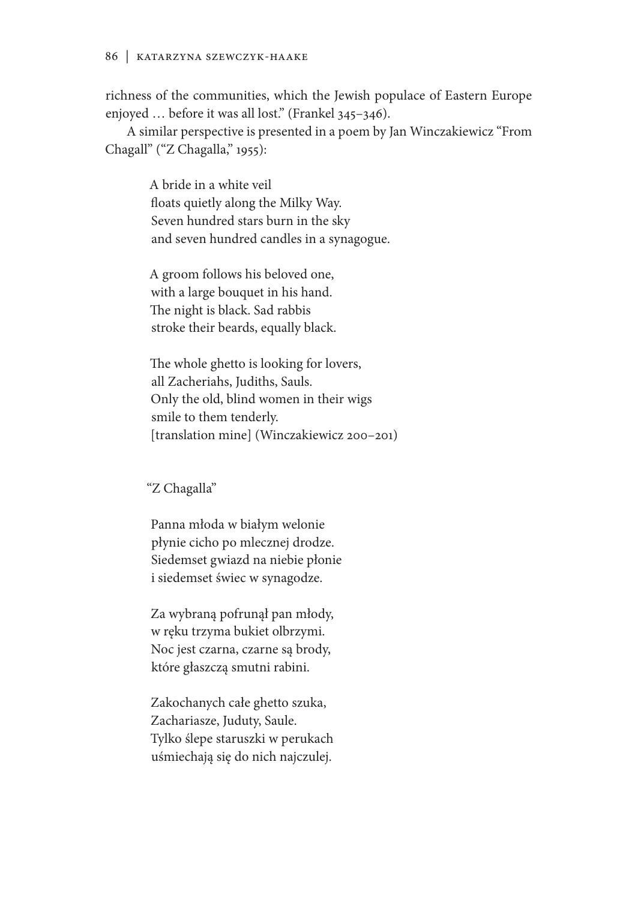richness of the communities, which the Jewish populace of Eastern Europe enjoyed … before it was all lost." (Frankel 345–346).

A similar perspective is presented in a poem by Jan Winczakiewicz "From Chagall" ("Z Chagalla," 1955):

> A bride in a white veil
> floats quietly along the Milky Way.
> Seven hundred stars burn in the sky
> and seven hundred candles in a synagogue.
>
> A groom follows his beloved one,
> with a large bouquet in his hand.
> The night is black. Sad rabbis
> stroke their beards, equally black.
>
> The whole ghetto is looking for lovers,
> all Zacheriahs, Judiths, Sauls.
> Only the old, blind women in their wigs
> smile to them tenderly.
> [translation mine] (Winczakiewicz 200–201)

> "Z Chagalla"
>
> Panna młoda w białym welonie
> płynie cicho po mlecznej drodze.
> Siedemset gwiazd na niebie płonie
> i siedemset świec w synagodze.
>
> Za wybraną pofrunął pan młody,
> w ręku trzyma bukiet olbrzymi.
> Noc jest czarna, czarne są brody,
> które głaszczą smutni rabini.
>
> Zakochanych całe ghetto szuka,
> Zachariasze, Juduty, Saule.
> Tylko ślepe staruszki w perukach
> uśmiechają się do nich najczulej.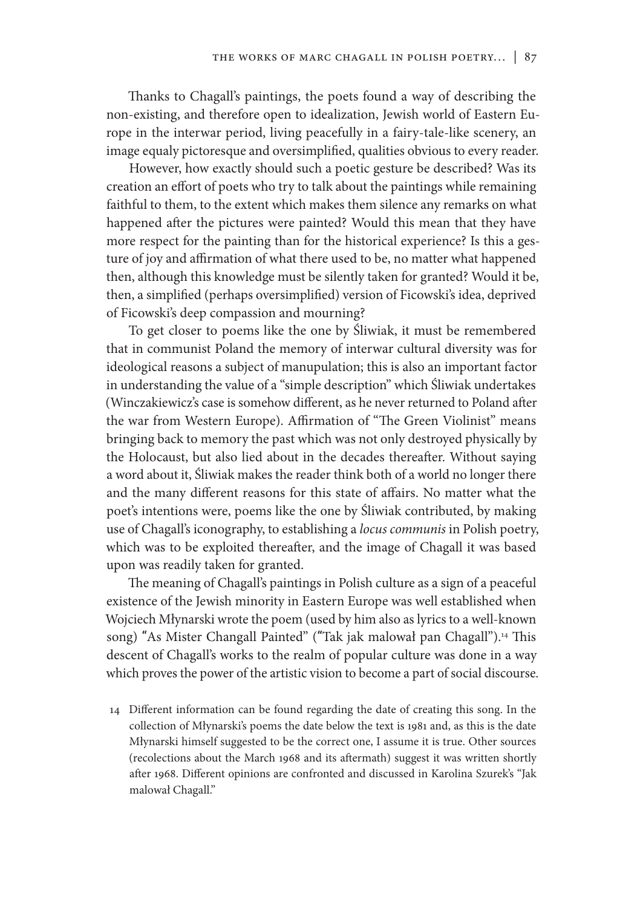Thanks to Chagall's paintings, the poets found a way of describing the non-existing, and therefore open to idealization, Jewish world of Eastern Europe in the interwar period, living peacefully in a fairy-tale-like scenery, an image equaly pictoresque and oversimplified, qualities obvious to every reader.

However, how exactly should such a poetic gesture be described? Was its creation an effort of poets who try to talk about the paintings while remaining faithful to them, to the extent which makes them silence any remarks on what happened after the pictures were painted? Would this mean that they have more respect for the painting than for the historical experience? Is this a gesture of joy and affirmation of what there used to be, no matter what happened then, although this knowledge must be silently taken for granted? Would it be, then, a simplified (perhaps oversimplified) version of Ficowski's idea, deprived of Ficowski's deep compassion and mourning?

To get closer to poems like the one by Śliwiak, it must be remembered that in communist Poland the memory of interwar cultural diversity was for ideological reasons a subject of manupulation; this is also an important factor in understanding the value of a "simple description" which Śliwiak undertakes (Winczakiewicz's case is somehow different, as he never returned to Poland after the war from Western Europe). Affirmation of "The Green Violinist" means bringing back to memory the past which was not only destroyed physically by the Holocaust, but also lied about in the decades thereafter. Without saying a word about it, Śliwiak makes the reader think both of a world no longer there and the many different reasons for this state of affairs. No matter what the poet's intentions were, poems like the one by Śliwiak contributed, by making use of Chagall's iconography, to establishing a *locus communis* in Polish poetry, which was to be exploited thereafter, and the image of Chagall it was based upon was readily taken for granted.

The meaning of Chagall's paintings in Polish culture as a sign of a peaceful existence of the Jewish minority in Eastern Europe was well established when Wojciech Młynarski wrote the poem (used by him also as lyrics to a well-known song) "As Mister Changall Painted" ("Tak jak malował pan Chagall").[14] This descent of Chagall's works to the realm of popular culture was done in a way which proves the power of the artistic vision to become a part of social discourse.

14 Different information can be found regarding the date of creating this song. In the collection of Młynarski's poems the date below the text is 1981 and, as this is the date Młynarski himself suggested to be the correct one, I assume it is true. Other sources (recolections about the March 1968 and its aftermath) suggest it was written shortly after 1968. Different opinions are confronted and discussed in Karolina Szurek's "Jak malował Chagall."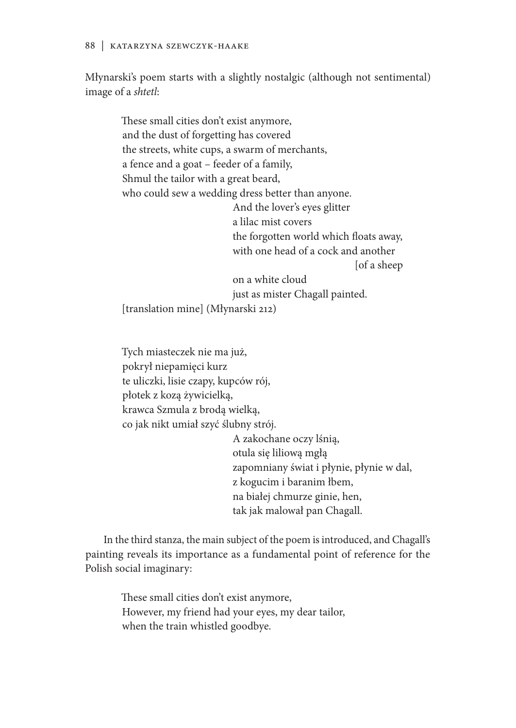Młynarski's poem starts with a slightly nostalgic (although not sentimental) image of a *shtetl*:

> These small cities don't exist anymore,
> and the dust of forgetting has covered
> the streets, white cups, a swarm of merchants,
> a fence and a goat – feeder of a family,
> Shmul the tailor with a great beard,
> who could sew a wedding dress better than anyone.
>     And the lover's eyes glitter
>     a lilac mist covers
>     the forgotten world which floats away,
>     with one head of a cock and another
>         [of a sheep
>     on a white cloud
>     just as mister Chagall painted.
>
> [translation mine] (Młynarski 212)

> Tych miasteczek nie ma już,
> pokrył niepamięci kurz
> te uliczki, lisie czapy, kupców rój,
> płotek z kozą żywicielką,
> krawca Szmula z brodą wielką,
> co jak nikt umiał szyć ślubny strój.
>     A zakochane oczy lśnią,
>     otula się liliową mgłą
>     zapomniany świat i płynie, płynie w dal,
>     z kogucim i baranim łbem,
>     na białej chmurze ginie, hen,
>     tak jak malował pan Chagall.

In the third stanza, the main subject of the poem is introduced, and Chagall's painting reveals its importance as a fundamental point of reference for the Polish social imaginary:

> These small cities don't exist anymore,
> However, my friend had your eyes, my dear tailor,
> when the train whistled goodbye.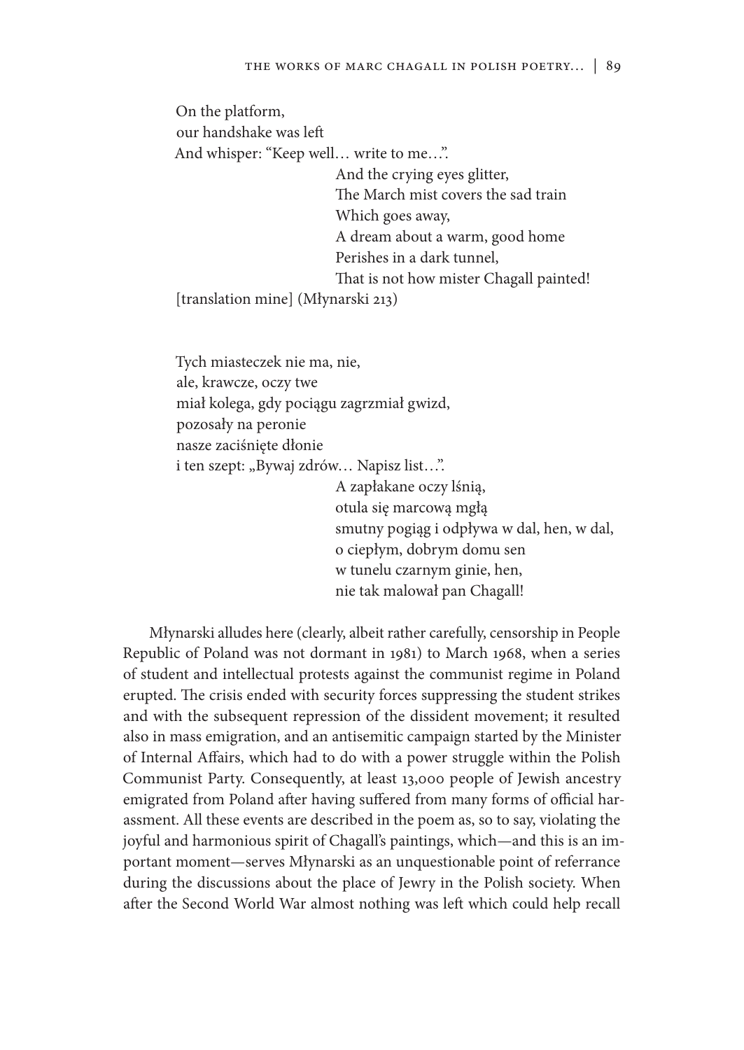On the platform,  
our handshake was left  
And whisper: "Keep well… write to me…".  
And the crying eyes glitter,  
The March mist covers the sad train  
Which goes away,  
A dream about a warm, good home  
Perishes in a dark tunnel,  
That is not how mister Chagall painted!  
[translation mine] (Młynarski 213)

Tych miasteczek nie ma, nie,  
ale, krawcze, oczy twe  
miał kolega, gdy pociągu zagrzmiał gwizd,  
pozostały na peronie  
nasze zaciśnięte dłonie  
i ten szept: „Bywaj zdrów… Napisz list…".  
A zapłakane oczy lśnią,  
otula się marcową mgłą  
smutny pogiąg i odpływa w dal, hen, w dal,  
o ciepłym, dobrym domu sen  
w tunelu czarnym ginie, hen,  
nie tak malował pan Chagall!

Młynarski alludes here (clearly, albeit rather carefully, censorship in People Republic of Poland was not dormant in 1981) to March 1968, when a series of student and intellectual protests against the communist regime in Poland erupted. The crisis ended with security forces suppressing the student strikes and with the subsequent repression of the dissident movement; it resulted also in mass emigration, and an antisemitic campaign started by the Minister of Internal Affairs, which had to do with a power struggle within the Polish Communist Party. Consequently, at least 13,000 people of Jewish ancestry emigrated from Poland after having suffered from many forms of official harassment. All these events are described in the poem as, so to say, violating the joyful and harmonious spirit of Chagall's paintings, which—and this is an important moment—serves Młynarski as an unquestionable point of referrance during the discussions about the place of Jewry in the Polish society. When after the Second World War almost nothing was left which could help recall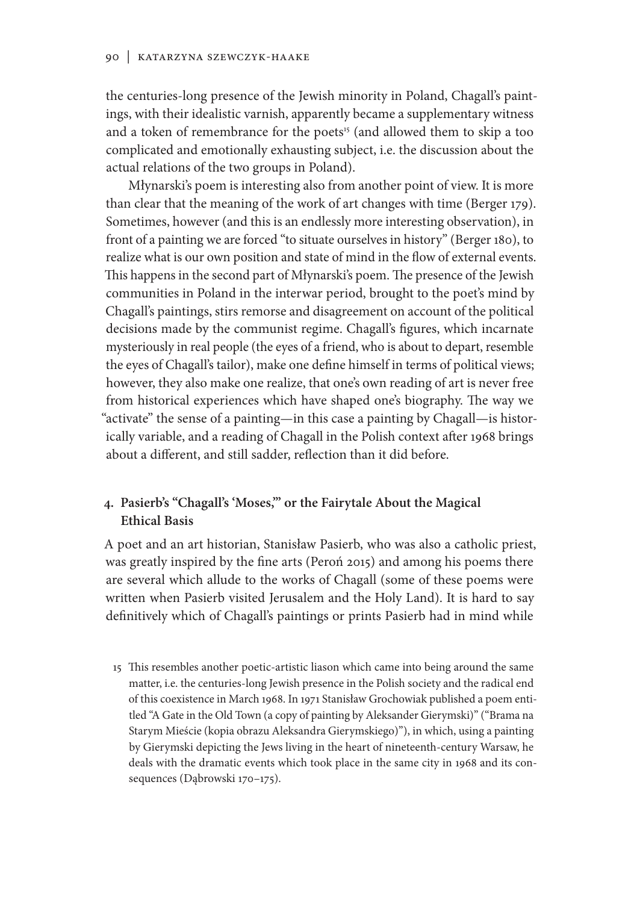the centuries-long presence of the Jewish minority in Poland, Chagall's paintings, with their idealistic varnish, apparently became a supplementary witness and a token of remembrance for the poets[15] (and allowed them to skip a too complicated and emotionally exhausting subject, i.e. the discussion about the actual relations of the two groups in Poland).

Młynarski's poem is interesting also from another point of view. It is more than clear that the meaning of the work of art changes with time (Berger 179). Sometimes, however (and this is an endlessly more interesting observation), in front of a painting we are forced "to situate ourselves in history" (Berger 180), to realize what is our own position and state of mind in the flow of external events. This happens in the second part of Młynarski's poem. The presence of the Jewish communities in Poland in the interwar period, brought to the poet's mind by Chagall's paintings, stirs remorse and disagreement on account of the political decisions made by the communist regime. Chagall's figures, which incarnate mysteriously in real people (the eyes of a friend, who is about to depart, resemble the eyes of Chagall's tailor), make one define himself in terms of political views; however, they also make one realize, that one's own reading of art is never free from historical experiences which have shaped one's biography. The way we "activate" the sense of a painting—in this case a painting by Chagall—is historically variable, and a reading of Chagall in the Polish context after 1968 brings about a different, and still sadder, reflection than it did before.

## 4. Pasierb's "Chagall's 'Moses,'" or the Fairytale About the Magical Ethical Basis

A poet and an art historian, Stanisław Pasierb, who was also a catholic priest, was greatly inspired by the fine arts (Peroń 2015) and among his poems there are several which allude to the works of Chagall (some of these poems were written when Pasierb visited Jerusalem and the Holy Land). It is hard to say definitively which of Chagall's paintings or prints Pasierb had in mind while

15 This resembles another poetic-artistic liason which came into being around the same matter, i.e. the centuries-long Jewish presence in the Polish society and the radical end of this coexistence in March 1968. In 1971 Stanisław Grochowiak published a poem entitled "A Gate in the Old Town (a copy of painting by Aleksander Gierymski)" ("Brama na Starym Mieście (kopia obrazu Aleksandra Gierymskiego)"), in which, using a painting by Gierymski depicting the Jews living in the heart of nineteenth-century Warsaw, he deals with the dramatic events which took place in the same city in 1968 and its consequences (Dąbrowski 170–175).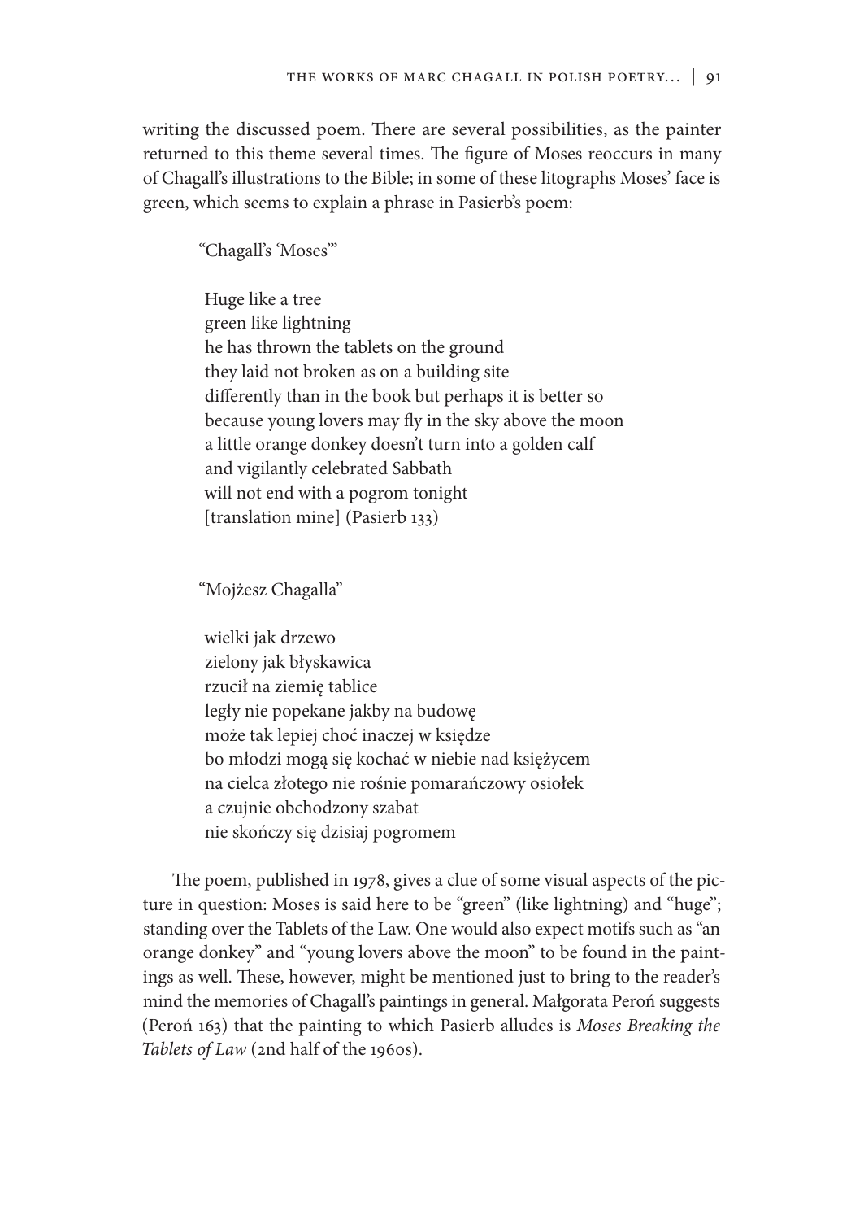writing the discussed poem. There are several possibilities, as the painter returned to this theme several times. The figure of Moses reoccurs in many of Chagall's illustrations to the Bible; in some of these litographs Moses' face is green, which seems to explain a phrase in Pasierb's poem:

> "Chagall's 'Moses'"
>
> Huge like a tree
> green like lightning
> he has thrown the tablets on the ground
> they laid not broken as on a building site
> differently than in the book but perhaps it is better so
> because young lovers may fly in the sky above the moon
> a little orange donkey doesn't turn into a golden calf
> and vigilantly celebrated Sabbath
> will not end with a pogrom tonight
> [translation mine] (Pasierb 133)

> "Mojżesz Chagalla"
>
> wielki jak drzewo
> zielony jak błyskawica
> rzucił na ziemię tablice
> legły nie popękane jakby na budowę
> może tak lepiej choć inaczej w księdze
> bo młodzi mogą się kochać w niebie nad księżycem
> na cielca złotego nie rośnie pomarańczowy osiołek
> a czujnie obchodzony szabat
> nie skończy się dzisiaj pogromem

The poem, published in 1978, gives a clue of some visual aspects of the picture in question: Moses is said here to be "green" (like lightning) and "huge"; standing over the Tablets of the Law. One would also expect motifs such as "an orange donkey" and "young lovers above the moon" to be found in the paintings as well. These, however, might be mentioned just to bring to the reader's mind the memories of Chagall's paintings in general. Małgorata Peroń suggests (Peroń 163) that the painting to which Pasierb alludes is *Moses Breaking the Tablets of Law* (2nd half of the 1960s).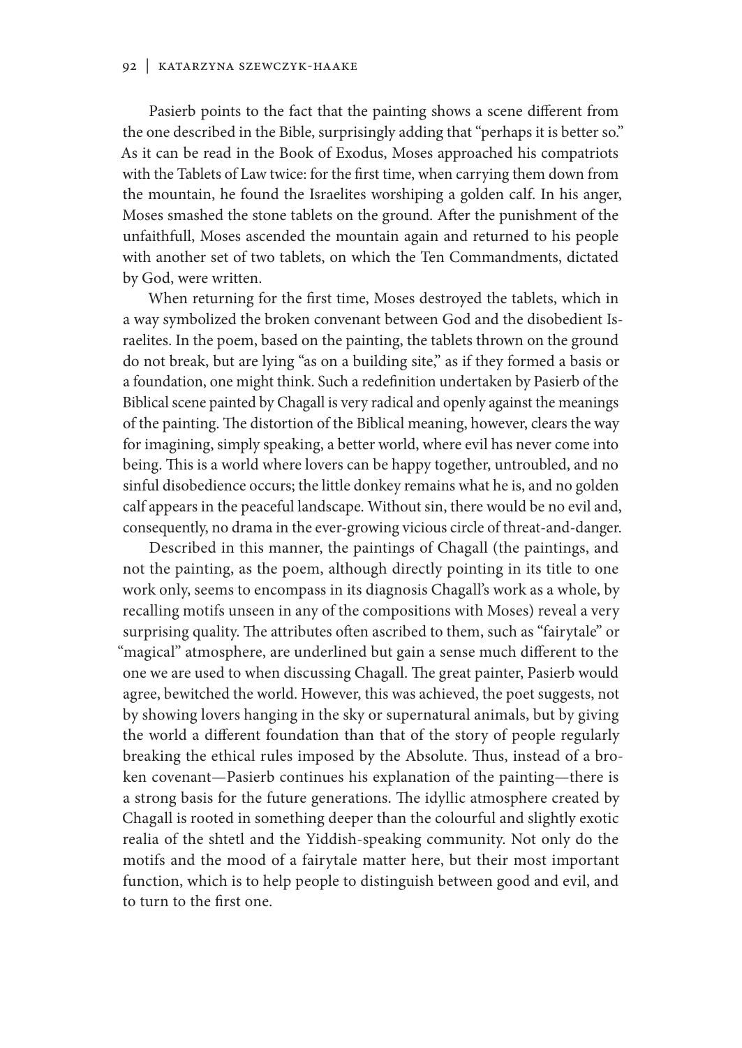Pasierb points to the fact that the painting shows a scene different from the one described in the Bible, surprisingly adding that "perhaps it is better so." As it can be read in the Book of Exodus, Moses approached his compatriots with the Tablets of Law twice: for the first time, when carrying them down from the mountain, he found the Israelites worshiping a golden calf. In his anger, Moses smashed the stone tablets on the ground. After the punishment of the unfaithfull, Moses ascended the mountain again and returned to his people with another set of two tablets, on which the Ten Commandments, dictated by God, were written.

When returning for the first time, Moses destroyed the tablets, which in a way symbolized the broken convenant between God and the disobedient Israelites. In the poem, based on the painting, the tablets thrown on the ground do not break, but are lying "as on a building site," as if they formed a basis or a foundation, one might think. Such a redefinition undertaken by Pasierb of the Biblical scene painted by Chagall is very radical and openly against the meanings of the painting. The distortion of the Biblical meaning, however, clears the way for imagining, simply speaking, a better world, where evil has never come into being. This is a world where lovers can be happy together, untroubled, and no sinful disobedience occurs; the little donkey remains what he is, and no golden calf appears in the peaceful landscape. Without sin, there would be no evil and, consequently, no drama in the ever-growing vicious circle of threat-and-danger.

Described in this manner, the paintings of Chagall (the paintings, and not the painting, as the poem, although directly pointing in its title to one work only, seems to encompass in its diagnosis Chagall's work as a whole, by recalling motifs unseen in any of the compositions with Moses) reveal a very surprising quality. The attributes often ascribed to them, such as "fairytale" or "magical" atmosphere, are underlined but gain a sense much different to the one we are used to when discussing Chagall. The great painter, Pasierb would agree, bewitched the world. However, this was achieved, the poet suggests, not by showing lovers hanging in the sky or supernatural animals, but by giving the world a different foundation than that of the story of people regularly breaking the ethical rules imposed by the Absolute. Thus, instead of a broken covenant—Pasierb continues his explanation of the painting—there is a strong basis for the future generations. The idyllic atmosphere created by Chagall is rooted in something deeper than the colourful and slightly exotic realia of the shtetl and the Yiddish-speaking community. Not only do the motifs and the mood of a fairytale matter here, but their most important function, which is to help people to distinguish between good and evil, and to turn to the first one.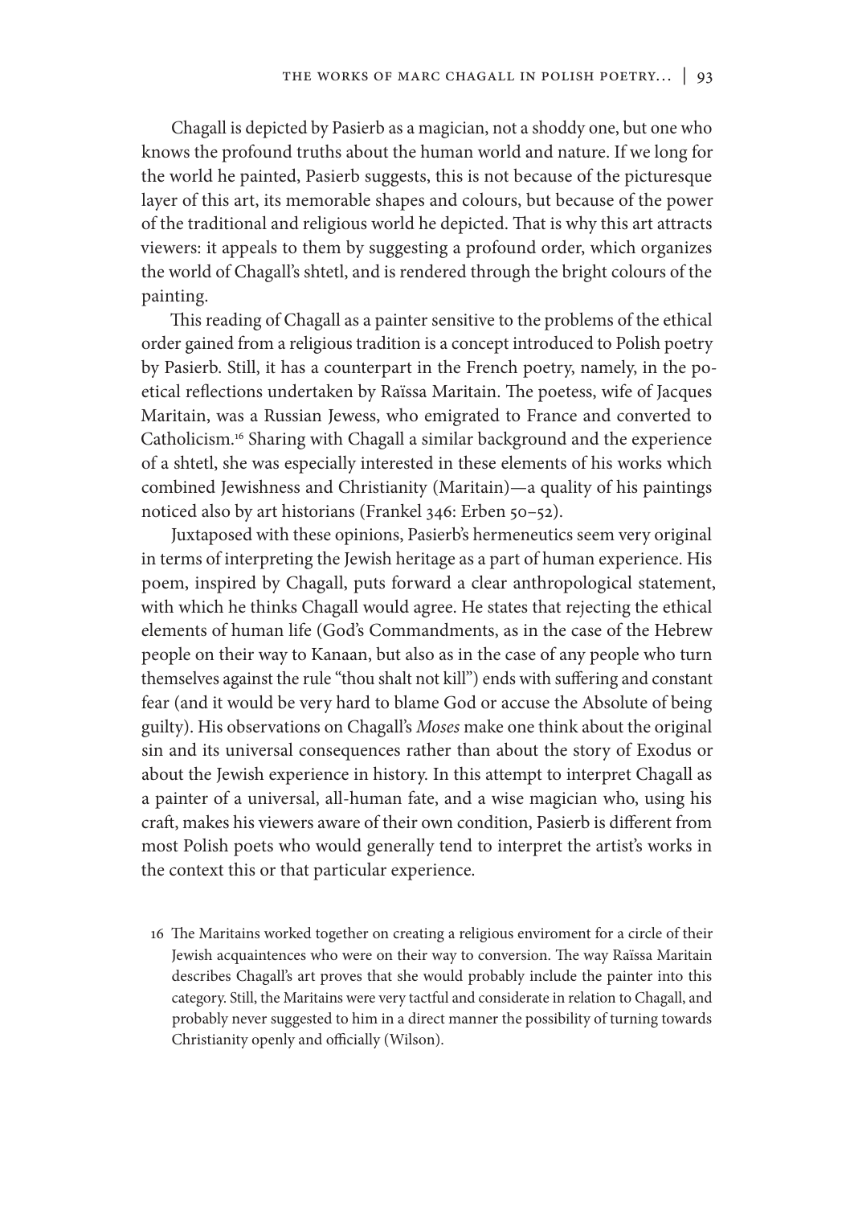Chagall is depicted by Pasierb as a magician, not a shoddy one, but one who knows the profound truths about the human world and nature. If we long for the world he painted, Pasierb suggests, this is not because of the picturesque layer of this art, its memorable shapes and colours, but because of the power of the traditional and religious world he depicted. That is why this art attracts viewers: it appeals to them by suggesting a profound order, which organizes the world of Chagall's shtetl, and is rendered through the bright colours of the painting.

This reading of Chagall as a painter sensitive to the problems of the ethical order gained from a religious tradition is a concept introduced to Polish poetry by Pasierb. Still, it has a counterpart in the French poetry, namely, in the poetical reflections undertaken by Raïssa Maritain. The poetess, wife of Jacques Maritain, was a Russian Jewess, who emigrated to France and converted to Catholicism.[16] Sharing with Chagall a similar background and the experience of a shtetl, she was especially interested in these elements of his works which combined Jewishness and Christianity (Maritain)—a quality of his paintings noticed also by art historians (Frankel 346: Erben 50–52).

Juxtaposed with these opinions, Pasierb's hermeneutics seem very original in terms of interpreting the Jewish heritage as a part of human experience. His poem, inspired by Chagall, puts forward a clear anthropological statement, with which he thinks Chagall would agree. He states that rejecting the ethical elements of human life (God's Commandments, as in the case of the Hebrew people on their way to Kanaan, but also as in the case of any people who turn themselves against the rule "thou shalt not kill") ends with suffering and constant fear (and it would be very hard to blame God or accuse the Absolute of being guilty). His observations on Chagall's *Moses* make one think about the original sin and its universal consequences rather than about the story of Exodus or about the Jewish experience in history. In this attempt to interpret Chagall as a painter of a universal, all-human fate, and a wise magician who, using his craft, makes his viewers aware of their own condition, Pasierb is different from most Polish poets who would generally tend to interpret the artist's works in the context this or that particular experience.

16 The Maritains worked together on creating a religious enviroment for a circle of their Jewish acquaintences who were on their way to conversion. The way Raïssa Maritain describes Chagall's art proves that she would probably include the painter into this category. Still, the Maritains were very tactful and considerate in relation to Chagall, and probably never suggested to him in a direct manner the possibility of turning towards Christianity openly and officially (Wilson).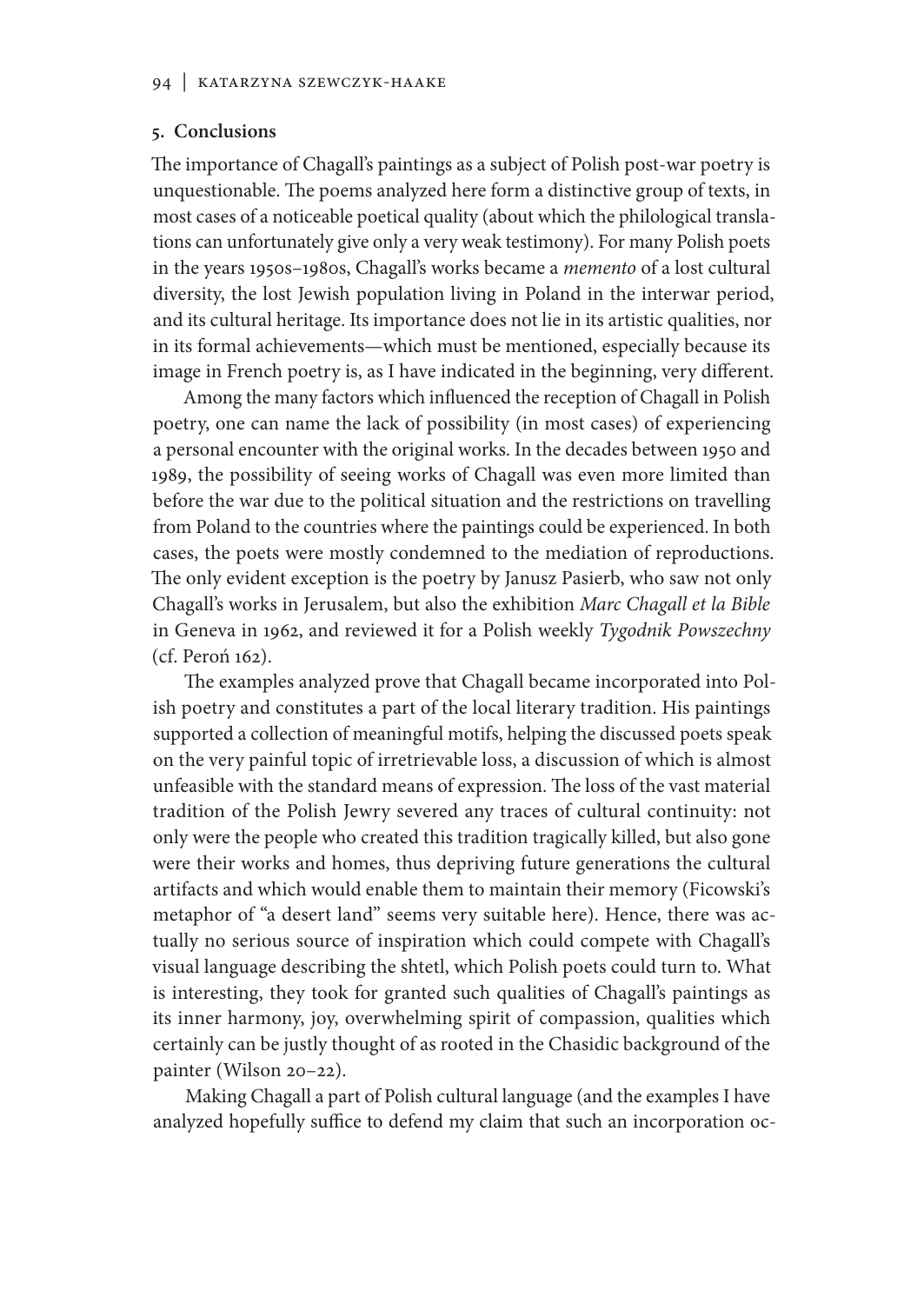## 5. Conclusions

The importance of Chagall's paintings as a subject of Polish post-war poetry is unquestionable. The poems analyzed here form a distinctive group of texts, in most cases of a noticeable poetical quality (about which the philological translations can unfortunately give only a very weak testimony). For many Polish poets in the years 1950s–1980s, Chagall's works became a *memento* of a lost cultural diversity, the lost Jewish population living in Poland in the interwar period, and its cultural heritage. Its importance does not lie in its artistic qualities, nor in its formal achievements—which must be mentioned, especially because its image in French poetry is, as I have indicated in the beginning, very different.

Among the many factors which influenced the reception of Chagall in Polish poetry, one can name the lack of possibility (in most cases) of experiencing a personal encounter with the original works. In the decades between 1950 and 1989, the possibility of seeing works of Chagall was even more limited than before the war due to the political situation and the restrictions on travelling from Poland to the countries where the paintings could be experienced. In both cases, the poets were mostly condemned to the mediation of reproductions. The only evident exception is the poetry by Janusz Pasierb, who saw not only Chagall's works in Jerusalem, but also the exhibition *Marc Chagall et la Bible* in Geneva in 1962, and reviewed it for a Polish weekly *Tygodnik Powszechny* (cf. Peroń 162).

The examples analyzed prove that Chagall became incorporated into Polish poetry and constitutes a part of the local literary tradition. His paintings supported a collection of meaningful motifs, helping the discussed poets speak on the very painful topic of irretrievable loss, a discussion of which is almost unfeasible with the standard means of expression. The loss of the vast material tradition of the Polish Jewry severed any traces of cultural continuity: not only were the people who created this tradition tragically killed, but also gone were their works and homes, thus depriving future generations the cultural artifacts and which would enable them to maintain their memory (Ficowski's metaphor of "a desert land" seems very suitable here). Hence, there was actually no serious source of inspiration which could compete with Chagall's visual language describing the shtetl, which Polish poets could turn to. What is interesting, they took for granted such qualities of Chagall's paintings as its inner harmony, joy, overwhelming spirit of compassion, qualities which certainly can be justly thought of as rooted in the Chasidic background of the painter (Wilson 20–22).

Making Chagall a part of Polish cultural language (and the examples I have analyzed hopefully suffice to defend my claim that such an incorporation oc-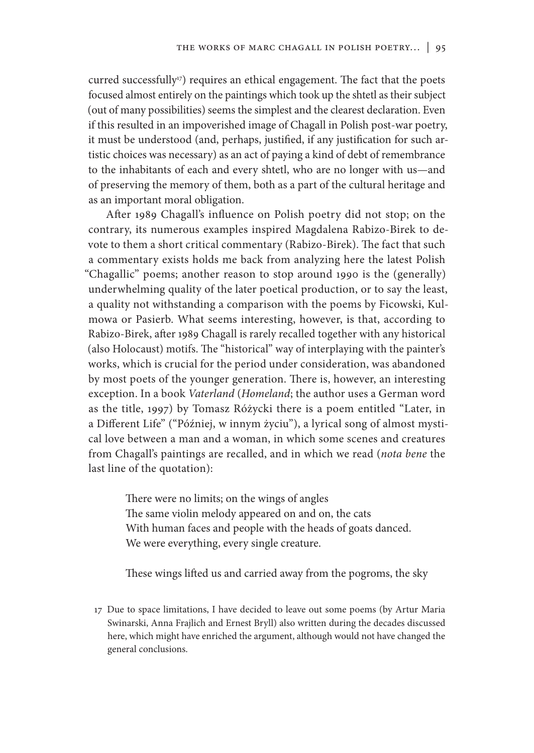curred successfully[17]) requires an ethical engagement. The fact that the poets focused almost entirely on the paintings which took up the shtetl as their subject (out of many possibilities) seems the simplest and the clearest declaration. Even if this resulted in an impoverished image of Chagall in Polish post-war poetry, it must be understood (and, perhaps, justified, if any justification for such artistic choices was necessary) as an act of paying a kind of debt of remembrance to the inhabitants of each and every shtetl, who are no longer with us—and of preserving the memory of them, both as a part of the cultural heritage and as an important moral obligation.

After 1989 Chagall's influence on Polish poetry did not stop; on the contrary, its numerous examples inspired Magdalena Rabizo-Birek to devote to them a short critical commentary (Rabizo-Birek). The fact that such a commentary exists holds me back from analyzing here the latest Polish "Chagallic" poems; another reason to stop around 1990 is the (generally) underwhelming quality of the later poetical production, or to say the least, a quality not withstanding a comparison with the poems by Ficowski, Kulmowa or Pasierb. What seems interesting, however, is that, according to Rabizo-Birek, after 1989 Chagall is rarely recalled together with any historical (also Holocaust) motifs. The "historical" way of interplaying with the painter's works, which is crucial for the period under consideration, was abandoned by most poets of the younger generation. There is, however, an interesting exception. In a book *Vaterland* (*Homeland*; the author uses a German word as the title, 1997) by Tomasz Różycki there is a poem entitled "Later, in a Different Life" ("Później, w innym życiu"), a lyrical song of almost mystical love between a man and a woman, in which some scenes and creatures from Chagall's paintings are recalled, and in which we read (*nota bene* the last line of the quotation):

> There were no limits; on the wings of angles
> The same violin melody appeared on and on, the cats
> With human faces and people with the heads of goats danced.
> We were everything, every single creature.
>
> These wings lifted us and carried away from the pogroms, the sky

[17] Due to space limitations, I have decided to leave out some poems (by Artur Maria Swinarski, Anna Frajlich and Ernest Bryll) also written during the decades discussed here, which might have enriched the argument, although would not have changed the general conclusions.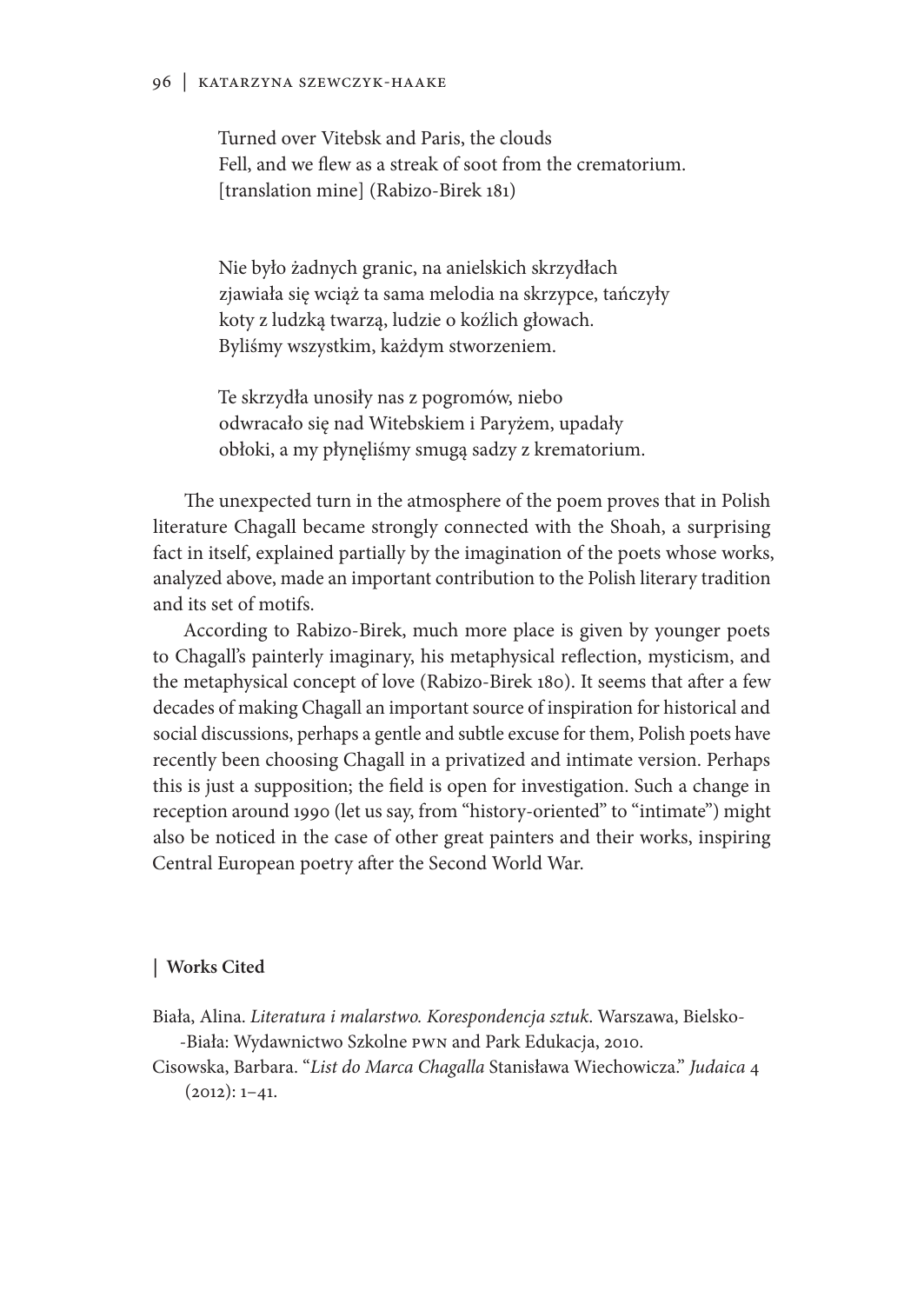Turned over Vitebsk and Paris, the clouds  
Fell, and we flew as a streak of soot from the crematorium.  
[translation mine] (Rabizo-Birek 181)

Nie było żadnych granic, na anielskich skrzydłach  
zjawiała się wciąż ta sama melodia na skrzypce, tańczyły  
koty z ludzką twarzą, ludzie o koźlich głowach.  
Byliśmy wszystkim, każdym stworzeniem.

Te skrzydła unosiły nas z pogromów, niebo  
odwracało się nad Witebskiem i Paryżem, upadały  
obłoki, a my płynęliśmy smugą sadzy z krematorium.

The unexpected turn in the atmosphere of the poem proves that in Polish literature Chagall became strongly connected with the Shoah, a surprising fact in itself, explained partially by the imagination of the poets whose works, analyzed above, made an important contribution to the Polish literary tradition and its set of motifs.

According to Rabizo-Birek, much more place is given by younger poets to Chagall's painterly imaginary, his metaphysical reflection, mysticism, and the metaphysical concept of love (Rabizo-Birek 180). It seems that after a few decades of making Chagall an important source of inspiration for historical and social discussions, perhaps a gentle and subtle excuse for them, Polish poets have recently been choosing Chagall in a privatized and intimate version. Perhaps this is just a supposition; the field is open for investigation. Such a change in reception around 1990 (let us say, from "history-oriented" to "intimate") might also be noticed in the case of other great painters and their works, inspiring Central European poetry after the Second World War.

## Works Cited

Biała, Alina. *Literatura i malarstwo. Korespondencja sztuk*. Warszawa, Bielsko--Biała: Wydawnictwo Szkolne PWN and Park Edukacja, 2010.

Cisowska, Barbara. "*List do Marca Chagalla* Stanisława Wiechowicza." *Judaica* 4 (2012): 1–41.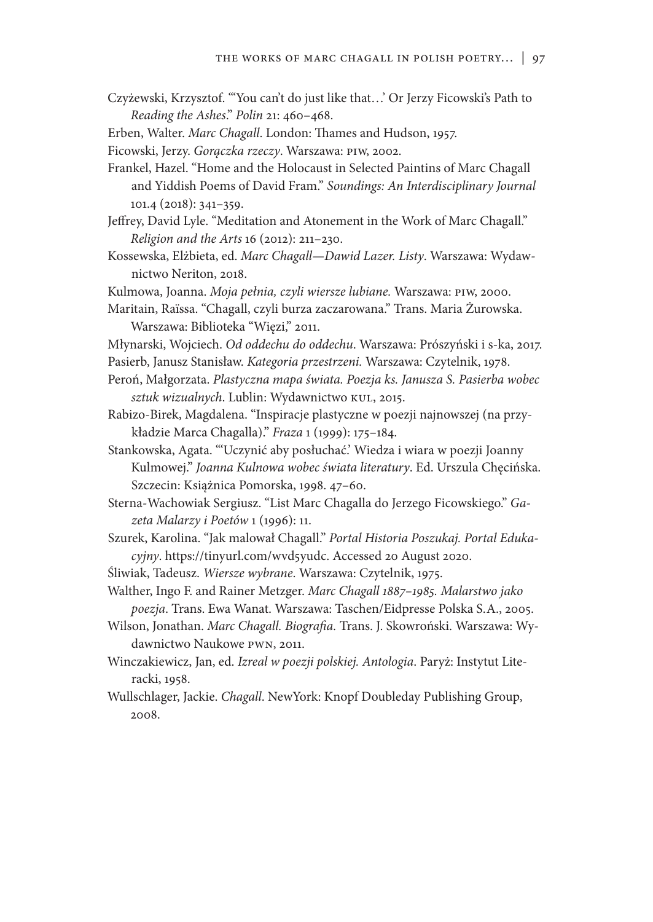Czyżewski, Krzysztof. "'You can't do just like that…' Or Jerzy Ficowski's Path to *Reading the Ashes*." *Polin* 21: 460–468.

Erben, Walter. *Marc Chagall*. London: Thames and Hudson, 1957.

Ficowski, Jerzy. *Gorączka rzeczy*. Warszawa: PIW, 2002.

Frankel, Hazel. "Home and the Holocaust in Selected Paintins of Marc Chagall and Yiddish Poems of David Fram." *Soundings: An Interdisciplinary Journal* 101.4 (2018): 341–359.

Jeffrey, David Lyle. "Meditation and Atonement in the Work of Marc Chagall." *Religion and the Arts* 16 (2012): 211–230.

Kossewska, Elżbieta, ed. *Marc Chagall—Dawid Lazer. Listy*. Warszawa: Wydawnictwo Neriton, 2018.

Kulmowa, Joanna. *Moja pełnia, czyli wiersze lubiane.* Warszawa: PIW, 2000.

Maritain, Raïssa. "Chagall, czyli burza zaczarowana." Trans. Maria Żurowska. Warszawa: Biblioteka "Więzi," 2011.

Młynarski, Wojciech. *Od oddechu do oddechu*. Warszawa: Prószyński i s-ka, 2017.

Pasierb, Janusz Stanisław. *Kategoria przestrzeni.* Warszawa: Czytelnik, 1978.

Peroń, Małgorzata. *Plastyczna mapa świata. Poezja ks. Janusza S. Pasierba wobec sztuk wizualnych*. Lublin: Wydawnictwo KUL, 2015.

Rabizo-Birek, Magdalena. "Inspiracje plastyczne w poezji najnowszej (na przykładzie Marca Chagalla)." *Fraza* 1 (1999): 175–184.

Stankowska, Agata. "'Uczynić aby posłuchać.' Wiedza i wiara w poezji Joanny Kulmowej." *Joanna Kulnowa wobec świata literatury*. Ed. Urszula Chęcińska. Szczecin: Książnica Pomorska, 1998. 47–60.

Sterna-Wachowiak Sergiusz. "List Marc Chagalla do Jerzego Ficowskiego." *Gazeta Malarzy i Poetów* 1 (1996): 11.

Szurek, Karolina. "Jak malował Chagall." *Portal Historia Poszukaj. Portal Edukacyjny*. https://tinyurl.com/wvd5yudc. Accessed 20 August 2020.

Śliwiak, Tadeusz. *Wiersze wybrane*. Warszawa: Czytelnik, 1975.

Walther, Ingo F. and Rainer Metzger. *Marc Chagall 1887–1985. Malarstwo jako poezja*. Trans. Ewa Wanat. Warszawa: Taschen/Eidpresse Polska S.A., 2005.

Wilson, Jonathan. *Marc Chagall. Biografia*. Trans. J. Skowroński. Warszawa: Wydawnictwo Naukowe PWN, 2011.

Winczakiewicz, Jan, ed. *Izreal w poezji polskiej. Antologia*. Paryż: Instytut Literacki, 1958.

Wullschlager, Jackie. *Chagall*. NewYork: Knopf Doubleday Publishing Group, 2008.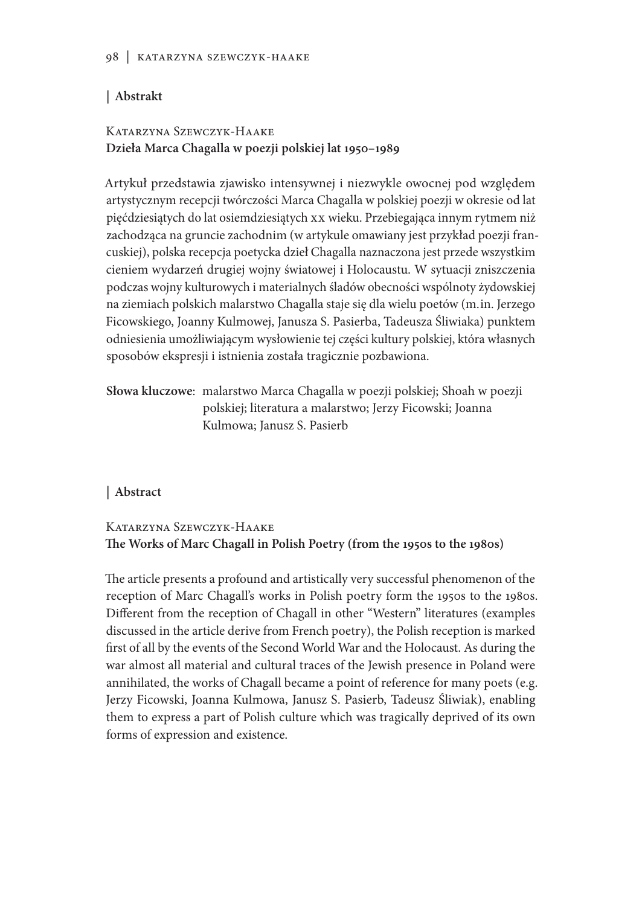## | Abstrakt

Katarzyna Szewczyk-Haake
**Dzieła Marca Chagalla w poezji polskiej lat 1950–1989**

Artykuł przedstawia zjawisko intensywnej i niezwykle owocnej pod względem artystycznym recepcji twórczości Marca Chagalla w polskiej poezji w okresie od lat pięćdziesiątych do lat osiemdziesiątych XX wieku. Przebiegająca innym rytmem niż zachodząca na gruncie zachodnim (w artykule omawiany jest przykład poezji francuskiej), polska recepcja poetycka dzieł Chagalla naznaczona jest przede wszystkim cieniem wydarzeń drugiej wojny światowej i Holocaustu. W sytuacji zniszczenia podczas wojny kulturowych i materialnych śladów obecności wspólnoty żydowskiej na ziemiach polskich malarstwo Chagalla staje się dla wielu poetów (m.in. Jerzego Ficowskiego, Joanny Kulmowej, Janusza S. Pasierba, Tadeusza Śliwiaka) punktem odniesienia umożliwiającym wysłowienie tej części kultury polskiej, która własnych sposobów ekspresji i istnienia została tragicznie pozbawiona.

**Słowa kluczowe**: malarstwo Marca Chagalla w poezji polskiej; Shoah w poezji polskiej; literatura a malarstwo; Jerzy Ficowski; Joanna Kulmowa; Janusz S. Pasierb

## | Abstract

Katarzyna Szewczyk-Haake
**The Works of Marc Chagall in Polish Poetry (from the 1950s to the 1980s)**

The article presents a profound and artistically very successful phenomenon of the reception of Marc Chagall's works in Polish poetry form the 1950s to the 1980s. Different from the reception of Chagall in other "Western" literatures (examples discussed in the article derive from French poetry), the Polish reception is marked first of all by the events of the Second World War and the Holocaust. As during the war almost all material and cultural traces of the Jewish presence in Poland were annihilated, the works of Chagall became a point of reference for many poets (e.g. Jerzy Ficowski, Joanna Kulmowa, Janusz S. Pasierb, Tadeusz Śliwiak), enabling them to express a part of Polish culture which was tragically deprived of its own forms of expression and existence.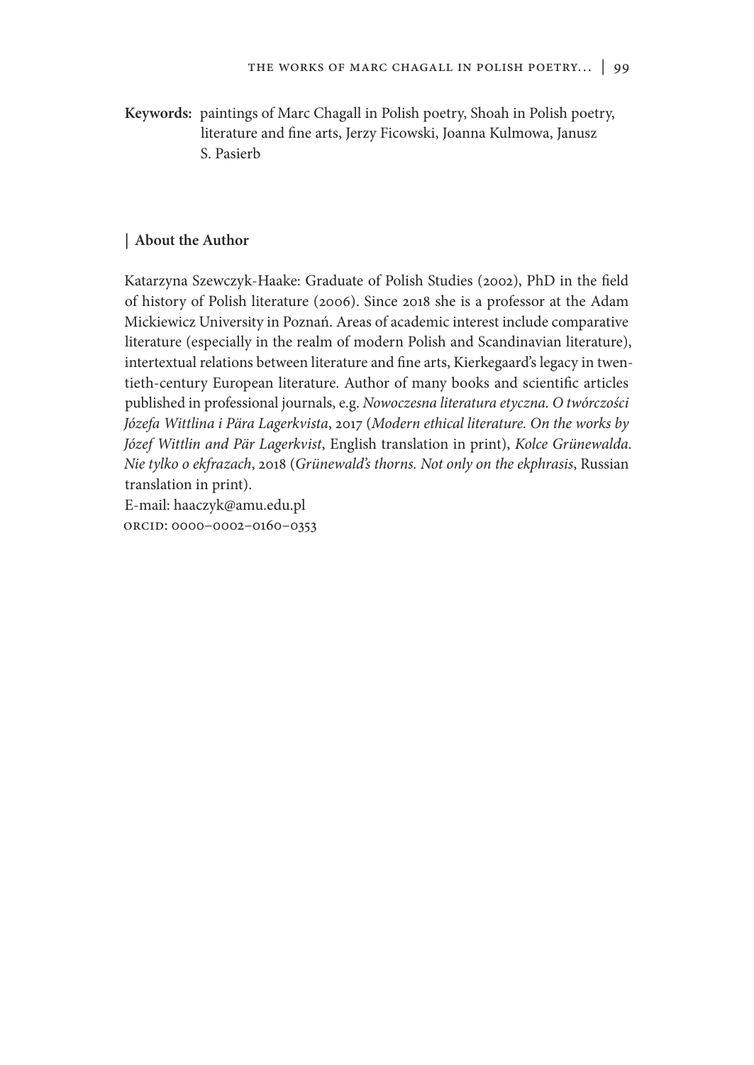**Keywords:** paintings of Marc Chagall in Polish poetry, Shoah in Polish poetry, literature and fine arts, Jerzy Ficowski, Joanna Kulmowa, Janusz S. Pasierb

## | About the Author

Katarzyna Szewczyk-Haake: Graduate of Polish Studies (2002), PhD in the field of history of Polish literature (2006). Since 2018 she is a professor at the Adam Mickiewicz University in Poznań. Areas of academic interest include comparative literature (especially in the realm of modern Polish and Scandinavian literature), intertextual relations between literature and fine arts, Kierkegaard's legacy in twentieth-century European literature. Author of many books and scientific articles published in professional journals, e.g. *Nowoczesna literatura etyczna. O twórczości Józefa Wittlina i Pära Lagerkvista*, 2017 (*Modern ethical literature. On the works by Józef Wittlin and Pär Lagerkvist*, English translation in print), *Kolce Grünewalda. Nie tylko o ekfrazach*, 2018 (*Grünewald's thorns. Not only on the ekphrasis*, Russian translation in print).

E-mail: haaczyk@amu.edu.pl

ORCID: 0000–0002–0160–0353